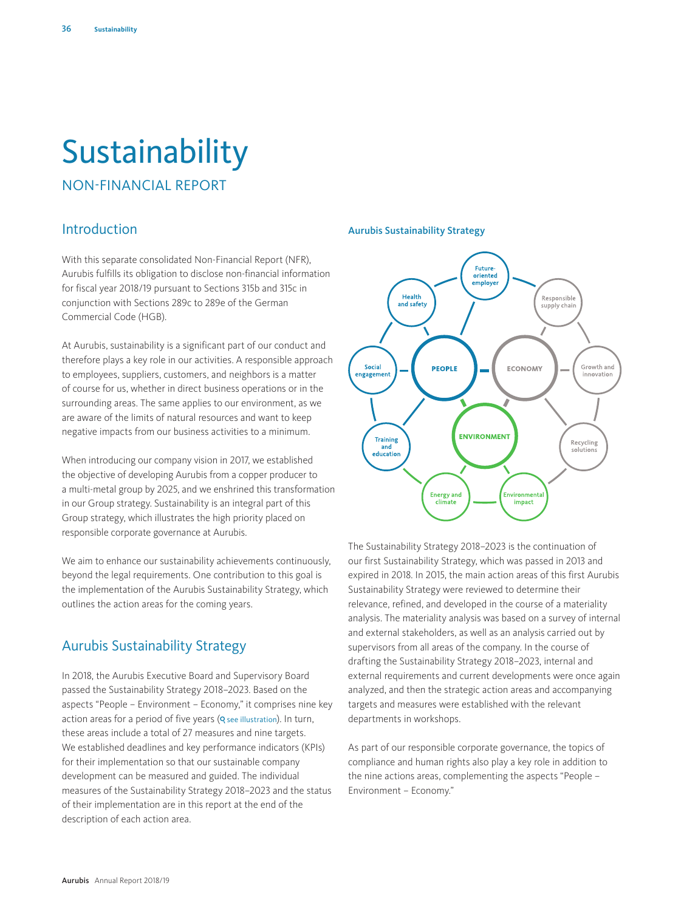# Sustainability

NON-FINANCIAL REPORT

## Introduction

With this separate consolidated Non-Financial Report (NFR), Aurubis fulfills its obligation to disclose non-financial information for fiscal year 2018/19 pursuant to Sections 315b and 315c in conjunction with Sections 289c to 289e of the German Commercial Code (HGB).

At Aurubis, sustainability is a significant part of our conduct and therefore plays a key role in our activities. A responsible approach to employees, suppliers, customers, and neighbors is a matter of course for us, whether in direct business operations or in the surrounding areas. The same applies to our environment, as we are aware of the limits of natural resources and want to keep negative impacts from our business activities to a minimum.

When introducing our company vision in 2017, we established the objective of developing Aurubis from a copper producer to a multi-metal group by 2025, and we enshrined this transformation in our Group strategy. Sustainability is an integral part of this Group strategy, which illustrates the high priority placed on responsible corporate governance at Aurubis.

We aim to enhance our sustainability achievements continuously, beyond the legal requirements. One contribution to this goal is the implementation of the Aurubis Sustainability Strategy, which outlines the action areas for the coming years.

## Aurubis Sustainability Strategy

In 2018, the Aurubis Executive Board and Supervisory Board passed the Sustainability Strategy 2018–2023. Based on the aspects "People – Environment – Economy," it comprises nine key action areas for a period of five years (see illustration). In turn, these areas include a total of 27 measures and nine targets. We established deadlines and key performance indicators (KPIs) for their implementation so that our sustainable company development can be measured and guided. The individual measures of the Sustainability Strategy 2018–2023 and the status of their implementation are in this report at the end of the description of each action area.

**Aurubis Sustainability Strategy**

- PEOPLE: Future-oriented employer; Health and safety; Social engagement; Training and education
- ECONOMY: Responsible supply chain; Growth and innovation; Recycling solutions
- ENVIRONMENT: Energy and climate; Environmental impact

The Sustainability Strategy 2018–2023 is the continuation of our first Sustainability Strategy, which was passed in 2013 and expired in 2018. In 2015, the main action areas of this first Aurubis Sustainability Strategy were reviewed to determine their relevance, refined, and developed in the course of a materiality analysis. The materiality analysis was based on a survey of internal and external stakeholders, as well as an analysis carried out by supervisors from all areas of the company. In the course of drafting the Sustainability Strategy 2018–2023, internal and external requirements and current developments were once again analyzed, and then the strategic action areas and accompanying targets and measures were established with the relevant departments in workshops.

As part of our responsible corporate governance, the topics of compliance and human rights also play a key role in addition to the nine actions areas, complementing the aspects "People – Environment – Economy."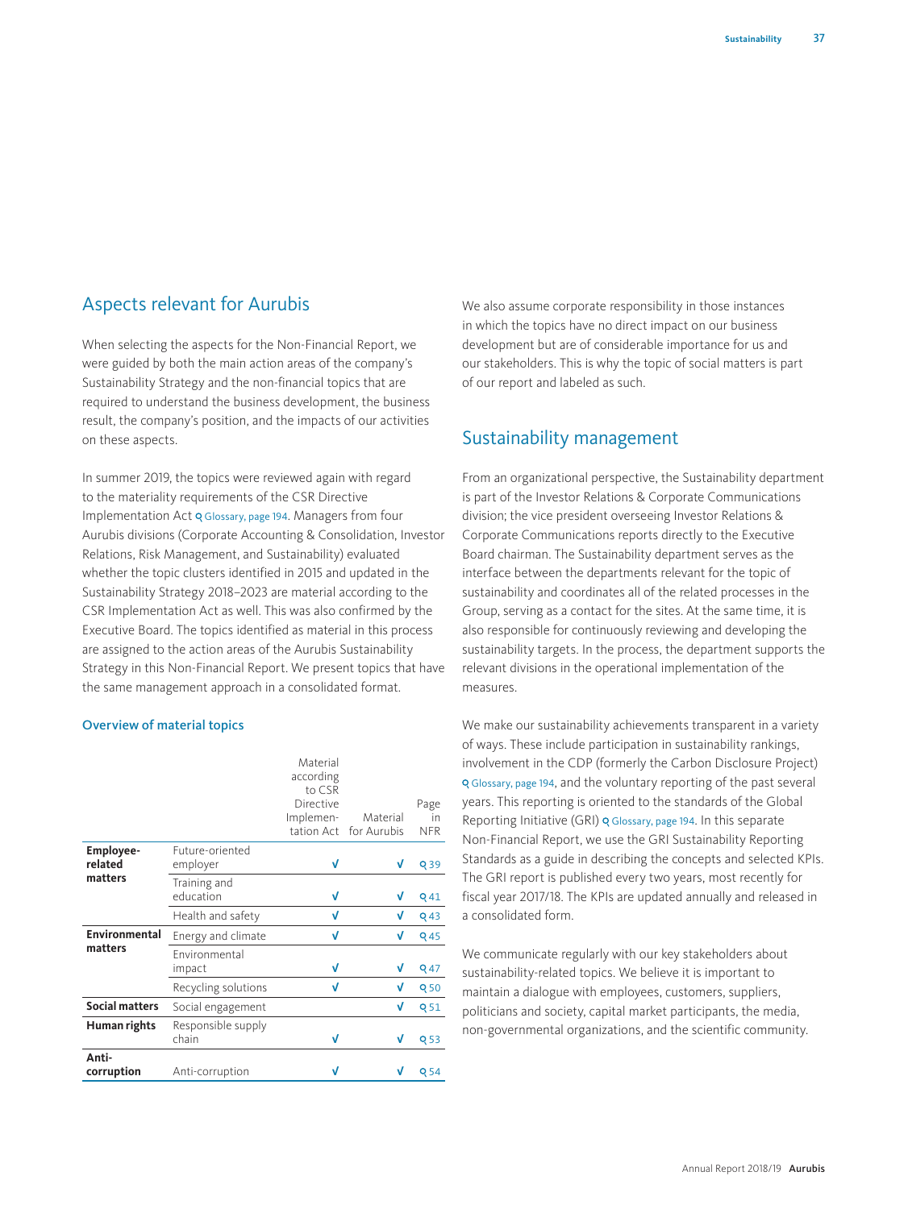## Aspects relevant for Aurubis

When selecting the aspects for the Non-Financial Report, we were guided by both the main action areas of the company's Sustainability Strategy and the non-financial topics that are required to understand the business development, the business result, the company's position, and the impacts of our activities on these aspects.

In summer 2019, the topics were reviewed again with regard to the materiality requirements of the CSR Directive Implementation Act Glossary, page 194. Managers from four Aurubis divisions (Corporate Accounting & Consolidation, Investor Relations, Risk Management, and Sustainability) evaluated whether the topic clusters identified in 2015 and updated in the Sustainability Strategy 2018–2023 are material according to the CSR Implementation Act as well. This was also confirmed by the Executive Board. The topics identified as material in this process are assigned to the action areas of the Aurubis Sustainability Strategy in this Non-Financial Report. We present topics that have the same management approach in a consolidated format.

### Overview of material topics

| | | Material according to CSR Directive Implemen-tation Act | Material for Aurubis | Page in NFR |
|---|---|---|---|---|
| **Employee-related matters** | Future-oriented employer | √ | √ | 39 |
| | Training and education | √ | √ | 41 |
| | Health and safety | √ | √ | 43 |
| **Environmental matters** | Energy and climate | √ | √ | 45 |
| | Environmental impact | √ | √ | 47 |
| | Recycling solutions | √ | √ | 50 |
| **Social matters** | Social engagement | | √ | 51 |
| **Human rights** | Responsible supply chain | √ | √ | 53 |
| **Anti-corruption** | Anti-corruption | √ | √ | 54 |

We also assume corporate responsibility in those instances in which the topics have no direct impact on our business development but are of considerable importance for us and our stakeholders. This is why the topic of social matters is part of our report and labeled as such.

## Sustainability management

From an organizational perspective, the Sustainability department is part of the Investor Relations & Corporate Communications division; the vice president overseeing Investor Relations & Corporate Communications reports directly to the Executive Board chairman. The Sustainability department serves as the interface between the departments relevant for the topic of sustainability and coordinates all of the related processes in the Group, serving as a contact for the sites. At the same time, it is also responsible for continuously reviewing and developing the sustainability targets. In the process, the department supports the relevant divisions in the operational implementation of the measures.

We make our sustainability achievements transparent in a variety of ways. These include participation in sustainability rankings, involvement in the CDP (formerly the Carbon Disclosure Project) Glossary, page 194, and the voluntary reporting of the past several years. This reporting is oriented to the standards of the Global Reporting Initiative (GRI) Glossary, page 194. In this separate Non-Financial Report, we use the GRI Sustainability Reporting Standards as a guide in describing the concepts and selected KPIs. The GRI report is published every two years, most recently for fiscal year 2017/18. The KPIs are updated annually and released in a consolidated form.

We communicate regularly with our key stakeholders about sustainability-related topics. We believe it is important to maintain a dialogue with employees, customers, suppliers, politicians and society, capital market participants, the media, non-governmental organizations, and the scientific community.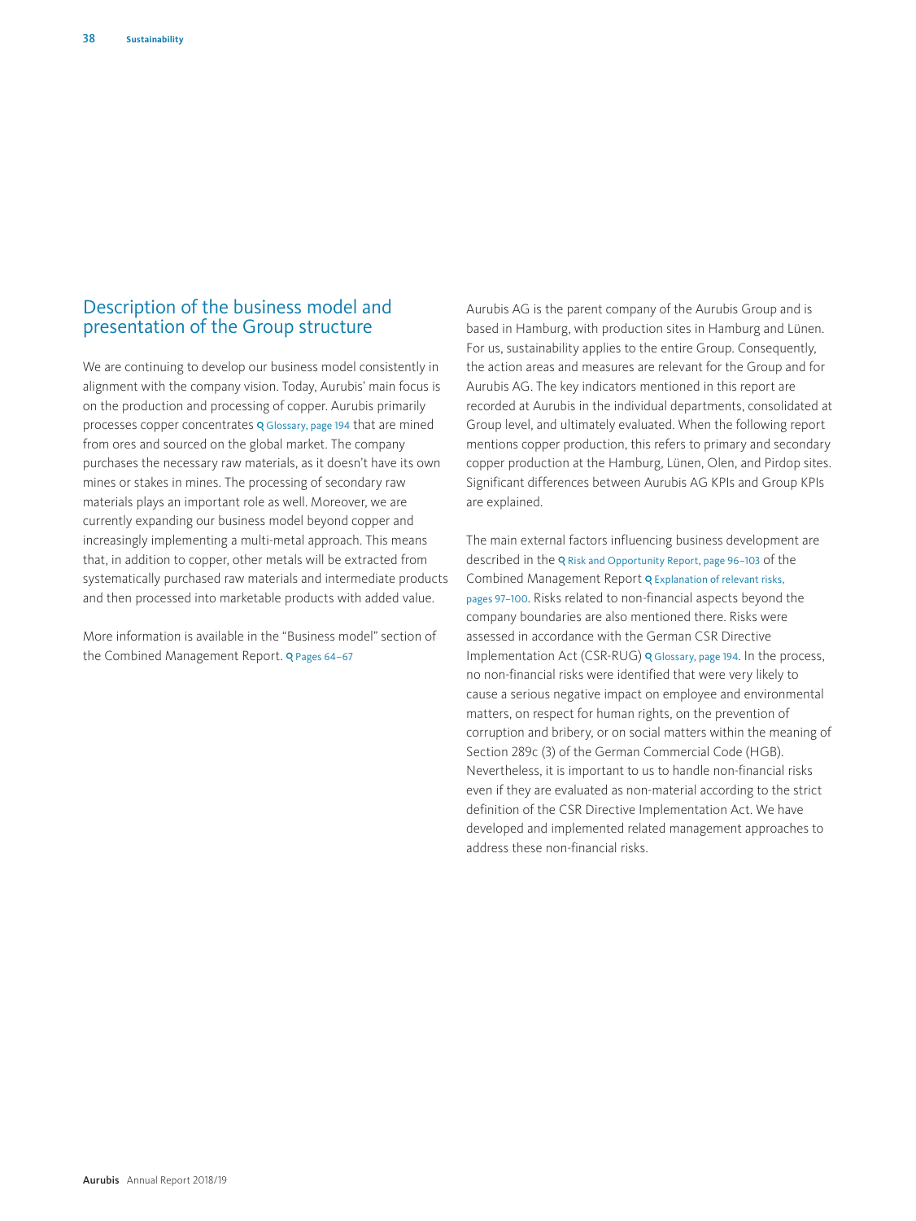## Description of the business model and presentation of the Group structure

We are continuing to develop our business model consistently in alignment with the company vision. Today, Aurubis' main focus is on the production and processing of copper. Aurubis primarily processes copper concentrates Glossary, page 194 that are mined from ores and sourced on the global market. The company purchases the necessary raw materials, as it doesn't have its own mines or stakes in mines. The processing of secondary raw materials plays an important role as well. Moreover, we are currently expanding our business model beyond copper and increasingly implementing a multi-metal approach. This means that, in addition to copper, other metals will be extracted from systematically purchased raw materials and intermediate products and then processed into marketable products with added value.

More information is available in the "Business model" section of the Combined Management Report. Pages 64–67

Aurubis AG is the parent company of the Aurubis Group and is based in Hamburg, with production sites in Hamburg and Lünen. For us, sustainability applies to the entire Group. Consequently, the action areas and measures are relevant for the Group and for Aurubis AG. The key indicators mentioned in this report are recorded at Aurubis in the individual departments, consolidated at Group level, and ultimately evaluated. When the following report mentions copper production, this refers to primary and secondary copper production at the Hamburg, Lünen, Olen, and Pirdop sites. Significant differences between Aurubis AG KPIs and Group KPIs are explained.

The main external factors influencing business development are described in the Risk and Opportunity Report, page 96–103 of the Combined Management Report Explanation of relevant risks, pages 97–100. Risks related to non-financial aspects beyond the company boundaries are also mentioned there. Risks were assessed in accordance with the German CSR Directive Implementation Act (CSR-RUG) Glossary, page 194. In the process, no non-financial risks were identified that were very likely to cause a serious negative impact on employee and environmental matters, on respect for human rights, on the prevention of corruption and bribery, or on social matters within the meaning of Section 289c (3) of the German Commercial Code (HGB). Nevertheless, it is important to us to handle non-financial risks even if they are evaluated as non-material according to the strict definition of the CSR Directive Implementation Act. We have developed and implemented related management approaches to address these non-financial risks.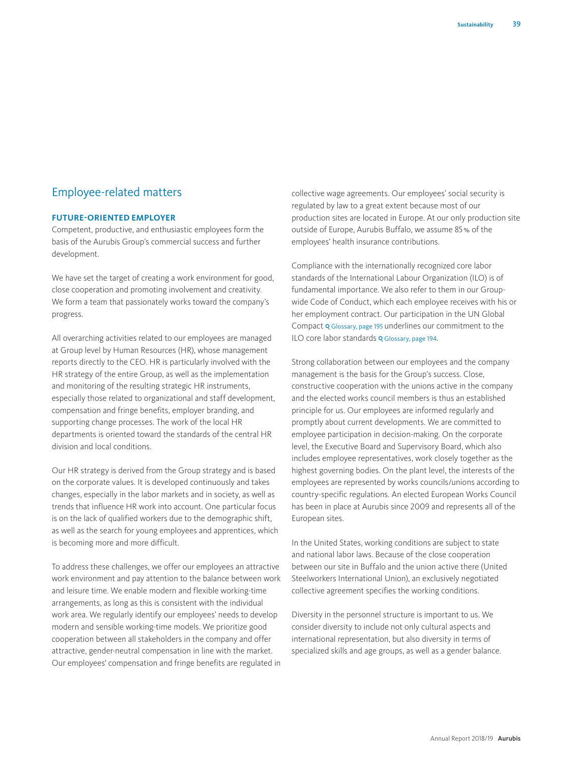## Employee-related matters

### FUTURE-ORIENTED EMPLOYER

Competent, productive, and enthusiastic employees form the basis of the Aurubis Group's commercial success and further development.

We have set the target of creating a work environment for good, close cooperation and promoting involvement and creativity. We form a team that passionately works toward the company's progress.

All overarching activities related to our employees are managed at Group level by Human Resources (HR), whose management reports directly to the CEO. HR is particularly involved with the HR strategy of the entire Group, as well as the implementation and monitoring of the resulting strategic HR instruments, especially those related to organizational and staff development, compensation and fringe benefits, employer branding, and supporting change processes. The work of the local HR departments is oriented toward the standards of the central HR division and local conditions.

Our HR strategy is derived from the Group strategy and is based on the corporate values. It is developed continuously and takes changes, especially in the labor markets and in society, as well as trends that influence HR work into account. One particular focus is on the lack of qualified workers due to the demographic shift, as well as the search for young employees and apprentices, which is becoming more and more difficult.

To address these challenges, we offer our employees an attractive work environment and pay attention to the balance between work and leisure time. We enable modern and flexible working-time arrangements, as long as this is consistent with the individual work area. We regularly identify our employees' needs to develop modern and sensible working-time models. We prioritize good cooperation between all stakeholders in the company and offer attractive, gender-neutral compensation in line with the market. Our employees' compensation and fringe benefits are regulated in collective wage agreements. Our employees' social security is regulated by law to a great extent because most of our production sites are located in Europe. At our only production site outside of Europe, Aurubis Buffalo, we assume 85 % of the employees' health insurance contributions.

Compliance with the internationally recognized core labor standards of the International Labour Organization (ILO) is of fundamental importance. We also refer to them in our Group-wide Code of Conduct, which each employee receives with his or her employment contract. Our participation in the UN Global Compact Glossary, page 195 underlines our commitment to the ILO core labor standards Glossary, page 194.

Strong collaboration between our employees and the company management is the basis for the Group's success. Close, constructive cooperation with the unions active in the company and the elected works council members is thus an established principle for us. Our employees are informed regularly and promptly about current developments. We are committed to employee participation in decision-making. On the corporate level, the Executive Board and Supervisory Board, which also includes employee representatives, work closely together as the highest governing bodies. On the plant level, the interests of the employees are represented by works councils/unions according to country-specific regulations. An elected European Works Council has been in place at Aurubis since 2009 and represents all of the European sites.

In the United States, working conditions are subject to state and national labor laws. Because of the close cooperation between our site in Buffalo and the union active there (United Steelworkers International Union), an exclusively negotiated collective agreement specifies the working conditions.

Diversity in the personnel structure is important to us. We consider diversity to include not only cultural aspects and international representation, but also diversity in terms of specialized skills and age groups, as well as a gender balance.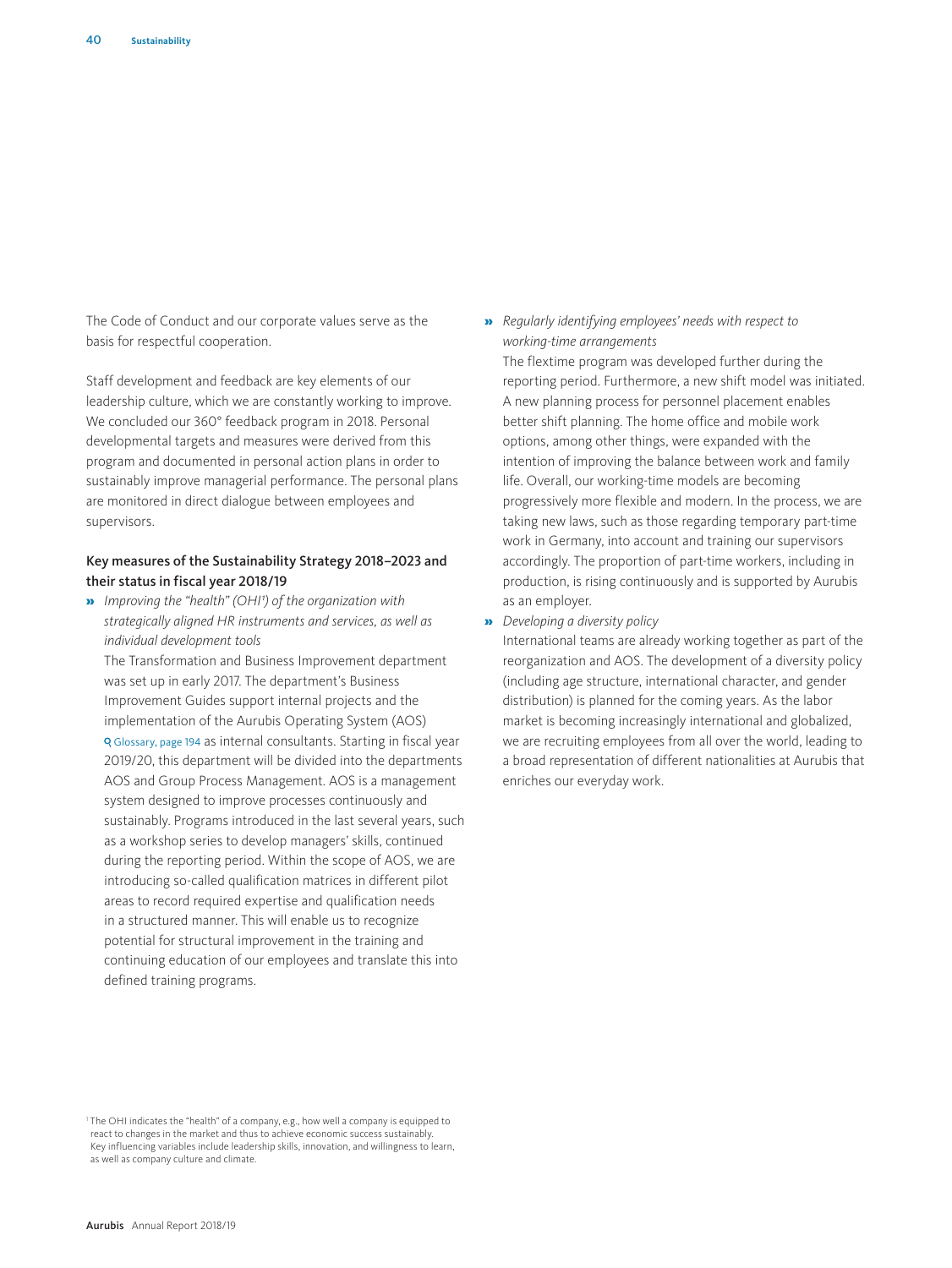The Code of Conduct and our corporate values serve as the basis for respectful cooperation.

Staff development and feedback are key elements of our leadership culture, which we are constantly working to improve. We concluded our 360° feedback program in 2018. Personal developmental targets and measures were derived from this program and documented in personal action plans in order to sustainably improve managerial performance. The personal plans are monitored in direct dialogue between employees and supervisors.

### Key measures of the Sustainability Strategy 2018–2023 and their status in fiscal year 2018/19

- *Improving the "health" (OHI[1]) of the organization with strategically aligned HR instruments and services, as well as individual development tools*
  The Transformation and Business Improvement department was set up in early 2017. The department's Business Improvement Guides support internal projects and the implementation of the Aurubis Operating System (AOS) Glossary, page 194 as internal consultants. Starting in fiscal year 2019/20, this department will be divided into the departments AOS and Group Process Management. AOS is a management system designed to improve processes continuously and sustainably. Programs introduced in the last several years, such as a workshop series to develop managers' skills, continued during the reporting period. Within the scope of AOS, we are introducing so-called qualification matrices in different pilot areas to record required expertise and qualification needs in a structured manner. This will enable us to recognize potential for structural improvement in the training and continuing education of our employees and translate this into defined training programs.
- *Regularly identifying employees' needs with respect to working-time arrangements*
  The flextime program was developed further during the reporting period. Furthermore, a new shift model was initiated. A new planning process for personnel placement enables better shift planning. The home office and mobile work options, among other things, were expanded with the intention of improving the balance between work and family life. Overall, our working-time models are becoming progressively more flexible and modern. In the process, we are taking new laws, such as those regarding temporary part-time work in Germany, into account and training our supervisors accordingly. The proportion of part-time workers, including in production, is rising continuously and is supported by Aurubis as an employer.
- *Developing a diversity policy*
  International teams are already working together as part of the reorganization and AOS. The development of a diversity policy (including age structure, international character, and gender distribution) is planned for the coming years. As the labor market is becoming increasingly international and globalized, we are recruiting employees from all over the world, leading to a broad representation of different nationalities at Aurubis that enriches our everyday work.

[1] The OHI indicates the "health" of a company, e.g., how well a company is equipped to react to changes in the market and thus to achieve economic success sustainably. Key influencing variables include leadership skills, innovation, and willingness to learn, as well as company culture and climate.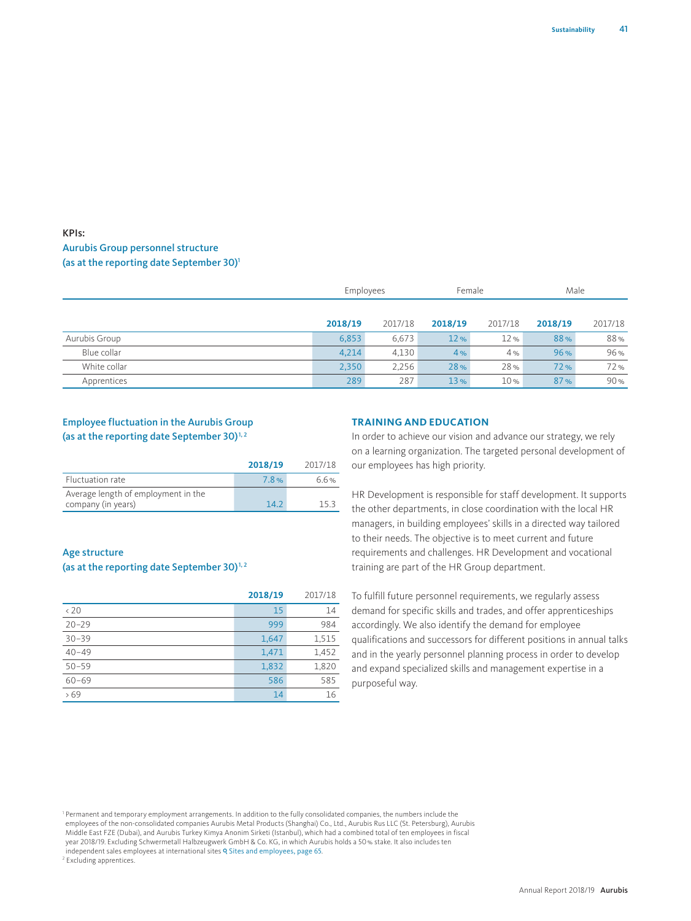**KPIs:**

### Aurubis Group personnel structure (as at the reporting date September 30)[1]

| | Employees | | Female | | Male | |
|---|---|---|---|---|---|---|
| | **2018/19** | 2017/18 | **2018/19** | 2017/18 | **2018/19** | 2017/18 |
| Aurubis Group | 6,853 | 6,673 | 12 % | 12 % | 88 % | 88 % |
| Blue collar | 4,214 | 4,130 | 4 % | 4 % | 96 % | 96 % |
| White collar | 2,350 | 2,256 | 28 % | 28 % | 72 % | 72 % |
| Apprentices | 289 | 287 | 13 % | 10 % | 87 % | 90 % |

### Employee fluctuation in the Aurubis Group (as at the reporting date September 30)[1,2]

| | **2018/19** | 2017/18 |
|---|---|---|
| Fluctuation rate | 7.8 % | 6.6 % |
| Average length of employment in the company (in years) | 14.2 | 15.3 |

### Age structure (as at the reporting date September 30)[1,2]

| | **2018/19** | 2017/18 |
|---|---|---|
| < 20 | 15 | 14 |
| 20–29 | 999 | 984 |
| 30–39 | 1,647 | 1,515 |
| 40–49 | 1,471 | 1,452 |
| 50–59 | 1,832 | 1,820 |
| 60–69 | 586 | 585 |
| > 69 | 14 | 16 |

## TRAINING AND EDUCATION

In order to achieve our vision and advance our strategy, we rely on a learning organization. The targeted personal development of our employees has high priority.

HR Development is responsible for staff development. It supports the other departments, in close coordination with the local HR managers, in building employees' skills in a directed way tailored to their needs. The objective is to meet current and future requirements and challenges. HR Development and vocational training are part of the HR Group department.

To fulfill future personnel requirements, we regularly assess demand for specific skills and trades, and offer apprenticeships accordingly. We also identify the demand for employee qualifications and successors for different positions in annual talks and in the yearly personnel planning process in order to develop and expand specialized skills and management expertise in a purposeful way.

[1] Permanent and temporary employment arrangements. In addition to the fully consolidated companies, the numbers include the employees of the non-consolidated companies Aurubis Metal Products (Shanghai) Co., Ltd., Aurubis Rus LLC (St. Petersburg), Aurubis Middle East FZE (Dubai), and Aurubis Turkey Kimya Anonim Sirketi (Istanbul), which had a combined total of ten employees in fiscal year 2018/19. Excluding Schwermetall Halbzeugwerk GmbH & Co. KG, in which Aurubis holds a 50 % stake. It also includes ten independent sales employees at international sites Sites and employees, page 65.

[2] Excluding apprentices.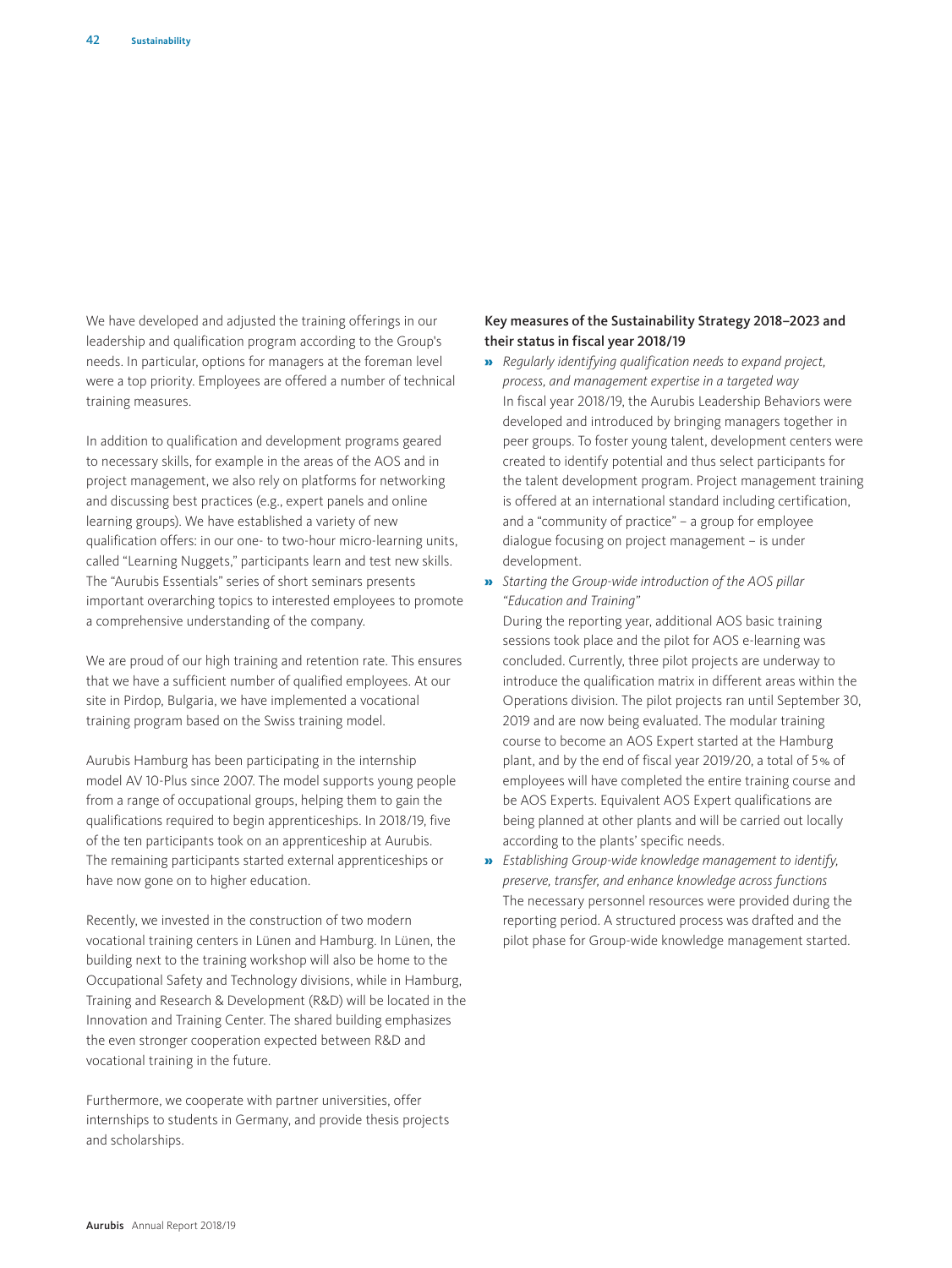We have developed and adjusted the training offerings in our leadership and qualification program according to the Group's needs. In particular, options for managers at the foreman level were a top priority. Employees are offered a number of technical training measures.

In addition to qualification and development programs geared to necessary skills, for example in the areas of the AOS and in project management, we also rely on platforms for networking and discussing best practices (e.g., expert panels and online learning groups). We have established a variety of new qualification offers: in our one- to two-hour micro-learning units, called "Learning Nuggets," participants learn and test new skills. The "Aurubis Essentials" series of short seminars presents important overarching topics to interested employees to promote a comprehensive understanding of the company.

We are proud of our high training and retention rate. This ensures that we have a sufficient number of qualified employees. At our site in Pirdop, Bulgaria, we have implemented a vocational training program based on the Swiss training model.

Aurubis Hamburg has been participating in the internship model AV 10-Plus since 2007. The model supports young people from a range of occupational groups, helping them to gain the qualifications required to begin apprenticeships. In 2018/19, five of the ten participants took on an apprenticeship at Aurubis. The remaining participants started external apprenticeships or have now gone on to higher education.

Recently, we invested in the construction of two modern vocational training centers in Lünen and Hamburg. In Lünen, the building next to the training workshop will also be home to the Occupational Safety and Technology divisions, while in Hamburg, Training and Research & Development (R&D) will be located in the Innovation and Training Center. The shared building emphasizes the even stronger cooperation expected between R&D and vocational training in the future.

Furthermore, we cooperate with partner universities, offer internships to students in Germany, and provide thesis projects and scholarships.

### Key measures of the Sustainability Strategy 2018–2023 and their status in fiscal year 2018/19

- *Regularly identifying qualification needs to expand project, process, and management expertise in a targeted way*
  In fiscal year 2018/19, the Aurubis Leadership Behaviors were developed and introduced by bringing managers together in peer groups. To foster young talent, development centers were created to identify potential and thus select participants for the talent development program. Project management training is offered at an international standard including certification, and a "community of practice" – a group for employee dialogue focusing on project management – is under development.
- *Starting the Group-wide introduction of the AOS pillar "Education and Training"*
  During the reporting year, additional AOS basic training sessions took place and the pilot for AOS e-learning was concluded. Currently, three pilot projects are underway to introduce the qualification matrix in different areas within the Operations division. The pilot projects ran until September 30, 2019 and are now being evaluated. The modular training course to become an AOS Expert started at the Hamburg plant, and by the end of fiscal year 2019/20, a total of 5% of employees will have completed the entire training course and be AOS Experts. Equivalent AOS Expert qualifications are being planned at other plants and will be carried out locally according to the plants' specific needs.
- *Establishing Group-wide knowledge management to identify, preserve, transfer, and enhance knowledge across functions*
  The necessary personnel resources were provided during the reporting period. A structured process was drafted and the pilot phase for Group-wide knowledge management started.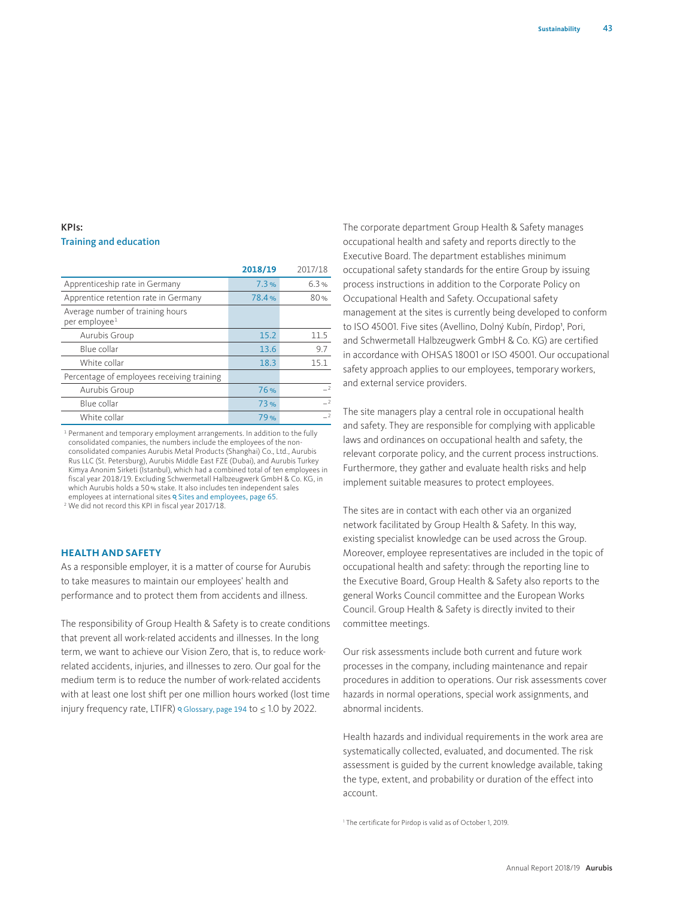### KPIs:
### Training and education

| | 2018/19 | 2017/18 |
|---|---|---|
| Apprenticeship rate in Germany | 7.3 % | 6.3 % |
| Apprentice retention rate in Germany | 78.4 % | 80 % |
| Average number of training hours per employee[1] | | |
| Aurubis Group | 15.2 | 11.5 |
| Blue collar | 13.6 | 9.7 |
| White collar | 18.3 | 15.1 |
| Percentage of employees receiving training | | |
| Aurubis Group | 76 % | –[2] |
| Blue collar | 73 % | –[2] |
| White collar | 79 % | –[2] |

[1] Permanent and temporary employment arrangements. In addition to the fully consolidated companies, the numbers include the employees of the non-consolidated companies Aurubis Metal Products (Shanghai) Co., Ltd., Aurubis Rus LLC (St. Petersburg), Aurubis Middle East FZE (Dubai), and Aurubis Turkey Kimya Anonim Sirketi (Istanbul), which had a combined total of ten employees in fiscal year 2018/19. Excluding Schwermetall Halbzeugwerk GmbH & Co. KG, in which Aurubis holds a 50 % stake. It also includes ten independent sales employees at international sites Sites and employees, page 65.

[2] We did not record this KPI in fiscal year 2017/18.

## HEALTH AND SAFETY

As a responsible employer, it is a matter of course for Aurubis to take measures to maintain our employees' health and performance and to protect them from accidents and illness.

The responsibility of Group Health & Safety is to create conditions that prevent all work-related accidents and illnesses. In the long term, we want to achieve our Vision Zero, that is, to reduce work-related accidents, injuries, and illnesses to zero. Our goal for the medium term is to reduce the number of work-related accidents with at least one lost shift per one million hours worked (lost time injury frequency rate, LTIFR) Glossary, page 194 to ≤ 1.0 by 2022.

The corporate department Group Health & Safety manages occupational health and safety and reports directly to the Executive Board. The department establishes minimum occupational safety standards for the entire Group by issuing process instructions in addition to the Corporate Policy on Occupational Health and Safety. Occupational safety management at the sites is currently being developed to conform to ISO 45001. Five sites (Avellino, Dolný Kubín, Pirdop[1], Pori, and Schwermetall Halbzeugwerk GmbH & Co. KG) are certified in accordance with OHSAS 18001 or ISO 45001. Our occupational safety approach applies to our employees, temporary workers, and external service providers.

The site managers play a central role in occupational health and safety. They are responsible for complying with applicable laws and ordinances on occupational health and safety, the relevant corporate policy, and the current process instructions. Furthermore, they gather and evaluate health risks and help implement suitable measures to protect employees.

The sites are in contact with each other via an organized network facilitated by Group Health & Safety. In this way, existing specialist knowledge can be used across the Group. Moreover, employee representatives are included in the topic of occupational health and safety: through the reporting line to the Executive Board, Group Health & Safety also reports to the general Works Council committee and the European Works Council. Group Health & Safety is directly invited to their committee meetings.

Our risk assessments include both current and future work processes in the company, including maintenance and repair procedures in addition to operations. Our risk assessments cover hazards in normal operations, special work assignments, and abnormal incidents.

Health hazards and individual requirements in the work area are systematically collected, evaluated, and documented. The risk assessment is guided by the current knowledge available, taking the type, extent, and probability or duration of the effect into account.

[1] The certificate for Pirdop is valid as of October 1, 2019.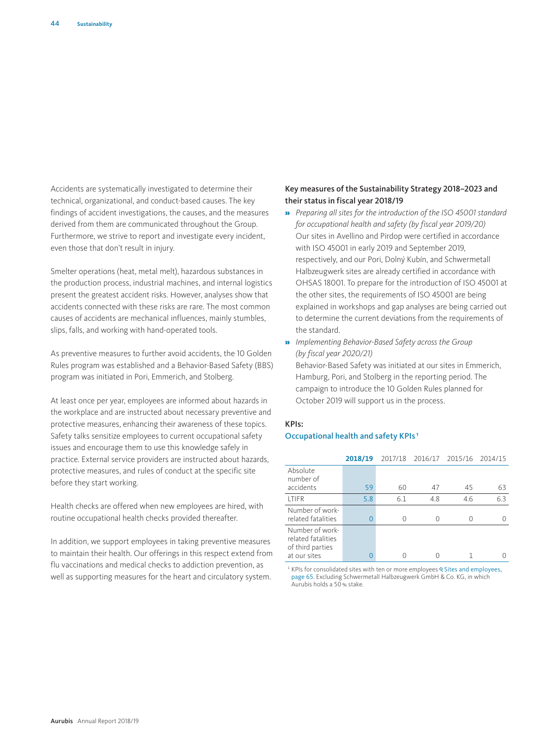Accidents are systematically investigated to determine their technical, organizational, and conduct-based causes. The key findings of accident investigations, the causes, and the measures derived from them are communicated throughout the Group. Furthermore, we strive to report and investigate every incident, even those that don't result in injury.

Smelter operations (heat, metal melt), hazardous substances in the production process, industrial machines, and internal logistics present the greatest accident risks. However, analyses show that accidents connected with these risks are rare. The most common causes of accidents are mechanical influences, mainly stumbles, slips, falls, and working with hand-operated tools.

As preventive measures to further avoid accidents, the 10 Golden Rules program was established and a Behavior-Based Safety (BBS) program was initiated in Pori, Emmerich, and Stolberg.

At least once per year, employees are informed about hazards in the workplace and are instructed about necessary preventive and protective measures, enhancing their awareness of these topics. Safety talks sensitize employees to current occupational safety issues and encourage them to use this knowledge safely in practice. External service providers are instructed about hazards, protective measures, and rules of conduct at the specific site before they start working.

Health checks are offered when new employees are hired, with routine occupational health checks provided thereafter.

In addition, we support employees in taking preventive measures to maintain their health. Our offerings in this respect extend from flu vaccinations and medical checks to addiction prevention, as well as supporting measures for the heart and circulatory system.

### Key measures of the Sustainability Strategy 2018–2023 and their status in fiscal year 2018/19

- *Preparing all sites for the introduction of the ISO 45001 standard for occupational health and safety (by fiscal year 2019/20)*
  Our sites in Avellino and Pirdop were certified in accordance with ISO 45001 in early 2019 and September 2019, respectively, and our Pori, Dolný Kubín, and Schwermetall Halbzeugwerk sites are already certified in accordance with OHSAS 18001. To prepare for the introduction of ISO 45001 at the other sites, the requirements of ISO 45001 are being explained in workshops and gap analyses are being carried out to determine the current deviations from the requirements of the standard.
- *Implementing Behavior-Based Safety across the Group (by fiscal year 2020/21)*
  Behavior-Based Safety was initiated at our sites in Emmerich, Hamburg, Pori, and Stolberg in the reporting period. The campaign to introduce the 10 Golden Rules planned for October 2019 will support us in the process.

### KPIs:

**Occupational health and safety KPIs[1]**

| | **2018/19** | 2017/18 | 2016/17 | 2015/16 | 2014/15 |
|---|---|---|---|---|---|
| Absolute number of accidents | 59 | 60 | 47 | 45 | 63 |
| LTIFR | 5.8 | 6.1 | 4.8 | 4.6 | 6.3 |
| Number of work-related fatalities | 0 | 0 | 0 | 0 | 0 |
| Number of work-related fatalities of third parties at our sites | 0 | 0 | 0 | 1 | 0 |

[1] KPIs for consolidated sites with ten or more employees Sites and employees, page 65. Excluding Schwermetall Halbzeugwerk GmbH & Co. KG, in which Aurubis holds a 50 % stake.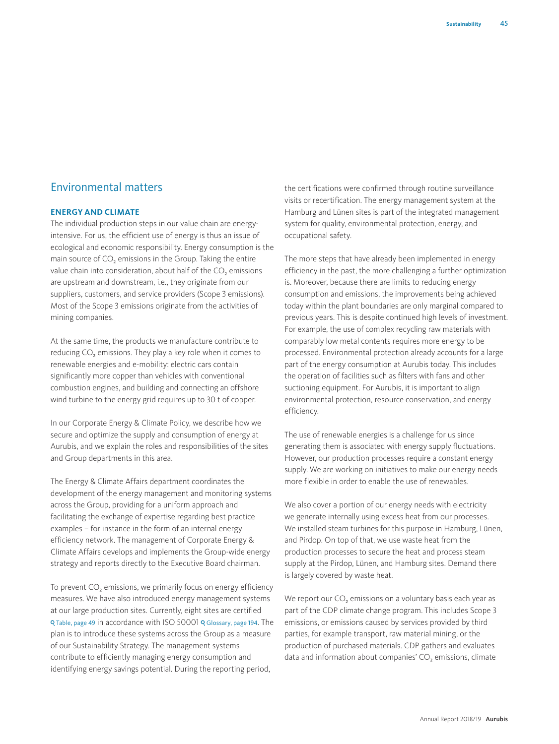## Environmental matters

### ENERGY AND CLIMATE

The individual production steps in our value chain are energy-intensive. For us, the efficient use of energy is thus an issue of ecological and economic responsibility. Energy consumption is the main source of $CO_2$ emissions in the Group. Taking the entire value chain into consideration, about half of the $CO_2$ emissions are upstream and downstream, i.e., they originate from our suppliers, customers, and service providers (Scope 3 emissions). Most of the Scope 3 emissions originate from the activities of mining companies.

At the same time, the products we manufacture contribute to reducing $CO_2$ emissions. They play a key role when it comes to renewable energies and e-mobility: electric cars contain significantly more copper than vehicles with conventional combustion engines, and building and connecting an offshore wind turbine to the energy grid requires up to 30 t of copper.

In our Corporate Energy & Climate Policy, we describe how we secure and optimize the supply and consumption of energy at Aurubis, and we explain the roles and responsibilities of the sites and Group departments in this area.

The Energy & Climate Affairs department coordinates the development of the energy management and monitoring systems across the Group, providing for a uniform approach and facilitating the exchange of expertise regarding best practice examples – for instance in the form of an internal energy efficiency network. The management of Corporate Energy & Climate Affairs develops and implements the Group-wide energy strategy and reports directly to the Executive Board chairman.

To prevent $CO_2$ emissions, we primarily focus on energy efficiency measures. We have also introduced energy management systems at our large production sites. Currently, eight sites are certified Table, page 49 in accordance with ISO 50001 Glossary, page 194. The plan is to introduce these systems across the Group as a measure of our Sustainability Strategy. The management systems contribute to efficiently managing energy consumption and identifying energy savings potential. During the reporting period, the certifications were confirmed through routine surveillance visits or recertification. The energy management system at the Hamburg and Lünen sites is part of the integrated management system for quality, environmental protection, energy, and occupational safety.

The more steps that have already been implemented in energy efficiency in the past, the more challenging a further optimization is. Moreover, because there are limits to reducing energy consumption and emissions, the improvements being achieved today within the plant boundaries are only marginal compared to previous years. This is despite continued high levels of investment. For example, the use of complex recycling raw materials with comparably low metal contents requires more energy to be processed. Environmental protection already accounts for a large part of the energy consumption at Aurubis today. This includes the operation of facilities such as filters with fans and other suctioning equipment. For Aurubis, it is important to align environmental protection, resource conservation, and energy efficiency.

The use of renewable energies is a challenge for us since generating them is associated with energy supply fluctuations. However, our production processes require a constant energy supply. We are working on initiatives to make our energy needs more flexible in order to enable the use of renewables.

We also cover a portion of our energy needs with electricity we generate internally using excess heat from our processes. We installed steam turbines for this purpose in Hamburg, Lünen, and Pirdop. On top of that, we use waste heat from the production processes to secure the heat and process steam supply at the Pirdop, Lünen, and Hamburg sites. Demand there is largely covered by waste heat.

We report our $CO_2$ emissions on a voluntary basis each year as part of the CDP climate change program. This includes Scope 3 emissions, or emissions caused by services provided by third parties, for example transport, raw material mining, or the production of purchased materials. CDP gathers and evaluates data and information about companies' $CO_2$ emissions, climate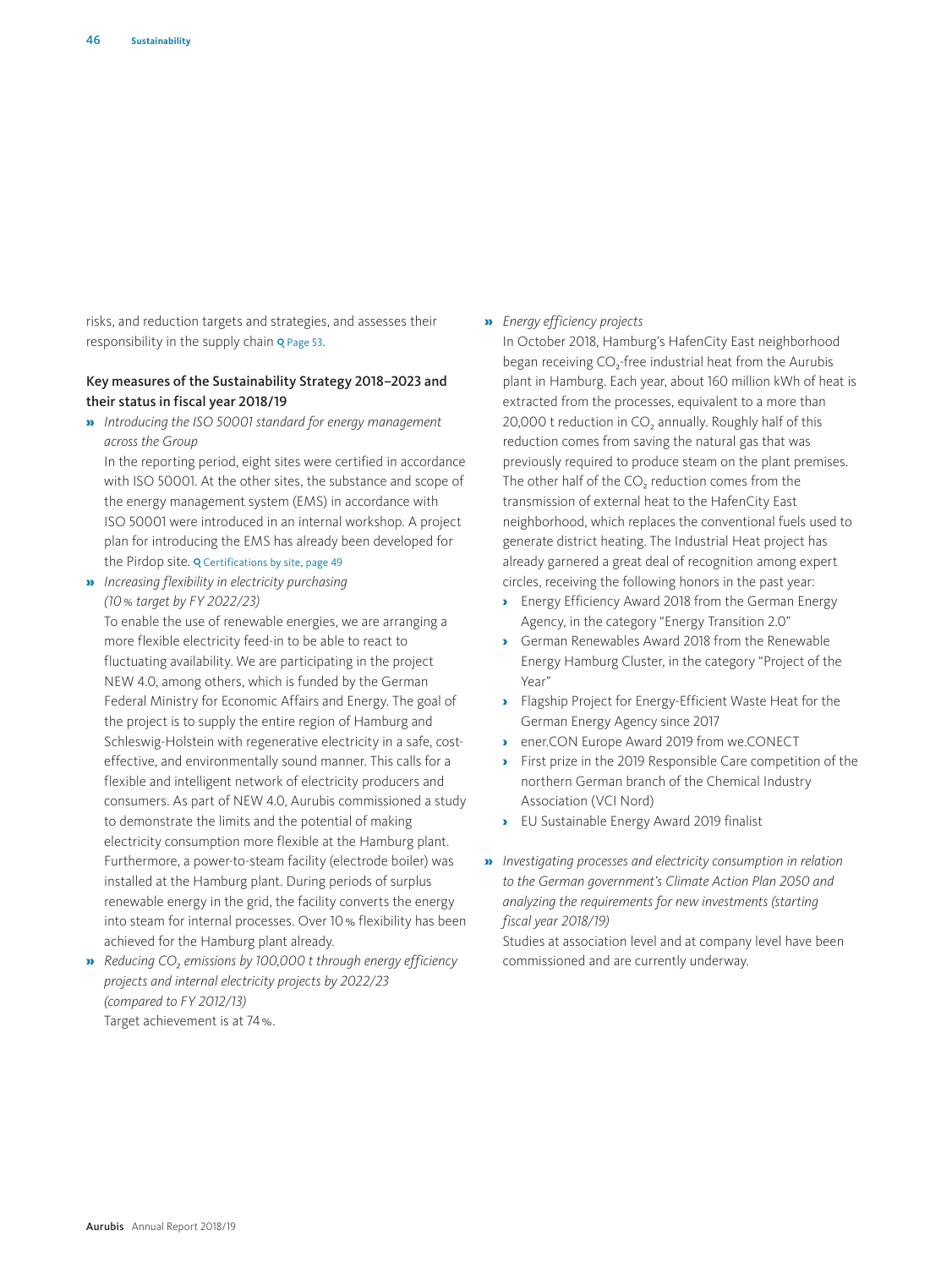risks, and reduction targets and strategies, and assesses their responsibility in the supply chain Page 53.

### Key measures of the Sustainability Strategy 2018–2023 and their status in fiscal year 2018/19

- *Introducing the ISO 50001 standard for energy management across the Group*

  In the reporting period, eight sites were certified in accordance with ISO 50001. At the other sites, the substance and scope of the energy management system (EMS) in accordance with ISO 50001 were introduced in an internal workshop. A project plan for introducing the EMS has already been developed for the Pirdop site. Certifications by site, page 49

- *Increasing flexibility in electricity purchasing (10 % target by FY 2022/23)*

  To enable the use of renewable energies, we are arranging a more flexible electricity feed-in to be able to react to fluctuating availability. We are participating in the project NEW 4.0, among others, which is funded by the German Federal Ministry for Economic Affairs and Energy. The goal of the project is to supply the entire region of Hamburg and Schleswig-Holstein with regenerative electricity in a safe, cost-effective, and environmentally sound manner. This calls for a flexible and intelligent network of electricity producers and consumers. As part of NEW 4.0, Aurubis commissioned a study to demonstrate the limits and the potential of making electricity consumption more flexible at the Hamburg plant. Furthermore, a power-to-steam facility (electrode boiler) was installed at the Hamburg plant. During periods of surplus renewable energy in the grid, the facility converts the energy into steam for internal processes. Over 10 % flexibility has been achieved for the Hamburg plant already.

- *Reducing $CO_2$ emissions by 100,000 t through energy efficiency projects and internal electricity projects by 2022/23 (compared to FY 2012/13)*

  Target achievement is at 74 %.

- *Energy efficiency projects*

  In October 2018, Hamburg's HafenCity East neighborhood began receiving $CO_2$-free industrial heat from the Aurubis plant in Hamburg. Each year, about 160 million kWh of heat is extracted from the processes, equivalent to a more than 20,000 t reduction in $CO_2$ annually. Roughly half of this reduction comes from saving the natural gas that was previously required to produce steam on the plant premises. The other half of the $CO_2$ reduction comes from the transmission of external heat to the HafenCity East neighborhood, which replaces the conventional fuels used to generate district heating. The Industrial Heat project has already garnered a great deal of recognition among expert circles, receiving the following honors in the past year:

  - Energy Efficiency Award 2018 from the German Energy Agency, in the category "Energy Transition 2.0"
  - German Renewables Award 2018 from the Renewable Energy Hamburg Cluster, in the category "Project of the Year"
  - Flagship Project for Energy-Efficient Waste Heat for the German Energy Agency since 2017
  - ener.CON Europe Award 2019 from we.CONECT
  - First prize in the 2019 Responsible Care competition of the northern German branch of the Chemical Industry Association (VCI Nord)
  - EU Sustainable Energy Award 2019 finalist

- *Investigating processes and electricity consumption in relation to the German government's Climate Action Plan 2050 and analyzing the requirements for new investments (starting fiscal year 2018/19)*

  Studies at association level and at company level have been commissioned and are currently underway.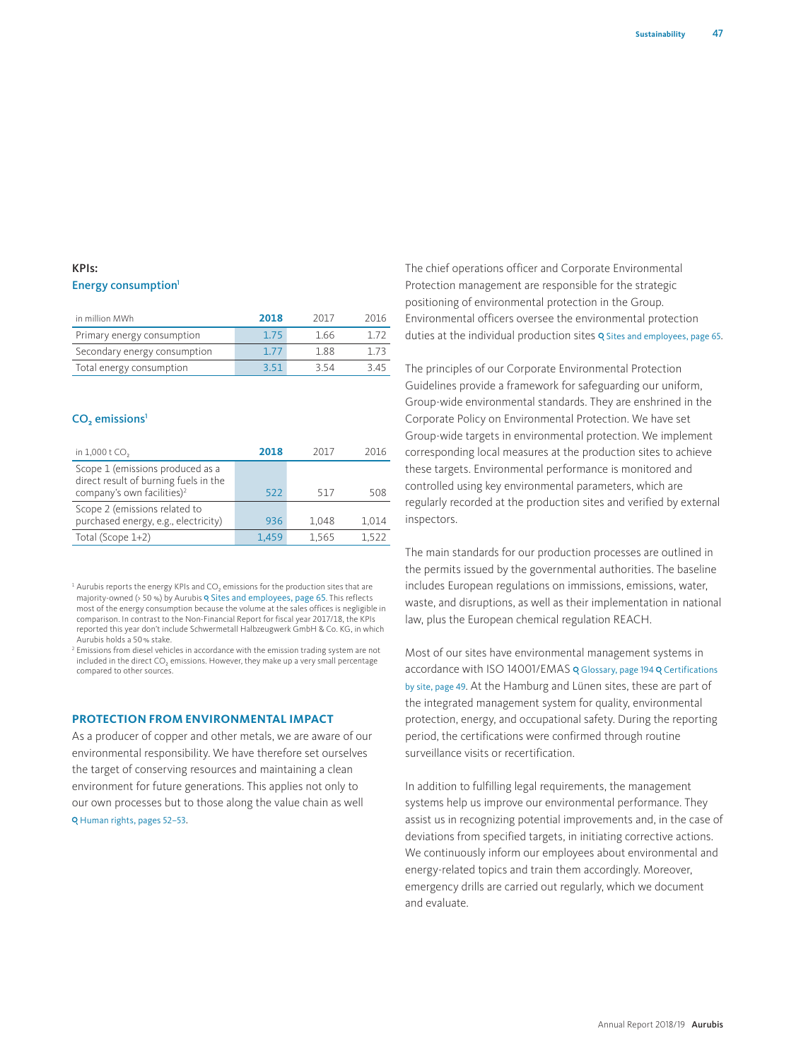### KPIs:

### Energy consumption[1]

| in million MWh | 2018 | 2017 | 2016 |
|---|---|---|---|
| Primary energy consumption | 1.75 | 1.66 | 1.72 |
| Secondary energy consumption | 1.77 | 1.88 | 1.73 |
| Total energy consumption | 3.51 | 3.54 | 3.45 |

### $CO_2$ emissions[1]

| in 1,000 t $CO_2$ | 2018 | 2017 | 2016 |
|---|---|---|---|
| Scope 1 (emissions produced as a direct result of burning fuels in the company's own facilities)[2] | 522 | 517 | 508 |
| Scope 2 (emissions related to purchased energy, e.g., electricity) | 936 | 1,048 | 1,014 |
| Total (Scope 1+2) | 1,459 | 1,565 | 1,522 |

[1] Aurubis reports the energy KPIs and $CO_2$ emissions for the production sites that are majority-owned (> 50 %) by Aurubis Sites and employees, page 65. This reflects most of the energy consumption because the volume at the sales offices is negligible in comparison. In contrast to the Non-Financial Report for fiscal year 2017/18, the KPIs reported this year don't include Schwermetall Halbzeugwerk GmbH & Co. KG, in which Aurubis holds a 50 % stake.

[2] Emissions from diesel vehicles in accordance with the emission trading system are not included in the direct $CO_2$ emissions. However, they make up a very small percentage compared to other sources.

## PROTECTION FROM ENVIRONMENTAL IMPACT

As a producer of copper and other metals, we are aware of our environmental responsibility. We have therefore set ourselves the target of conserving resources and maintaining a clean environment for future generations. This applies not only to our own processes but to those along the value chain as well Human rights, pages 52–53.

The chief operations officer and Corporate Environmental Protection management are responsible for the strategic positioning of environmental protection in the Group. Environmental officers oversee the environmental protection duties at the individual production sites Sites and employees, page 65.

The principles of our Corporate Environmental Protection Guidelines provide a framework for safeguarding our uniform, Group-wide environmental standards. They are enshrined in the Corporate Policy on Environmental Protection. We have set Group-wide targets in environmental protection. We implement corresponding local measures at the production sites to achieve these targets. Environmental performance is monitored and controlled using key environmental parameters, which are regularly recorded at the production sites and verified by external inspectors.

The main standards for our production processes are outlined in the permits issued by the governmental authorities. The baseline includes European regulations on immissions, emissions, water, waste, and disruptions, as well as their implementation in national law, plus the European chemical regulation REACH.

Most of our sites have environmental management systems in accordance with ISO 14001/EMAS Glossary, page 194 Certifications by site, page 49. At the Hamburg and Lünen sites, these are part of the integrated management system for quality, environmental protection, energy, and occupational safety. During the reporting period, the certifications were confirmed through routine surveillance visits or recertification.

In addition to fulfilling legal requirements, the management systems help us improve our environmental performance. They assist us in recognizing potential improvements and, in the case of deviations from specified targets, in initiating corrective actions. We continuously inform our employees about environmental and energy-related topics and train them accordingly. Moreover, emergency drills are carried out regularly, which we document and evaluate.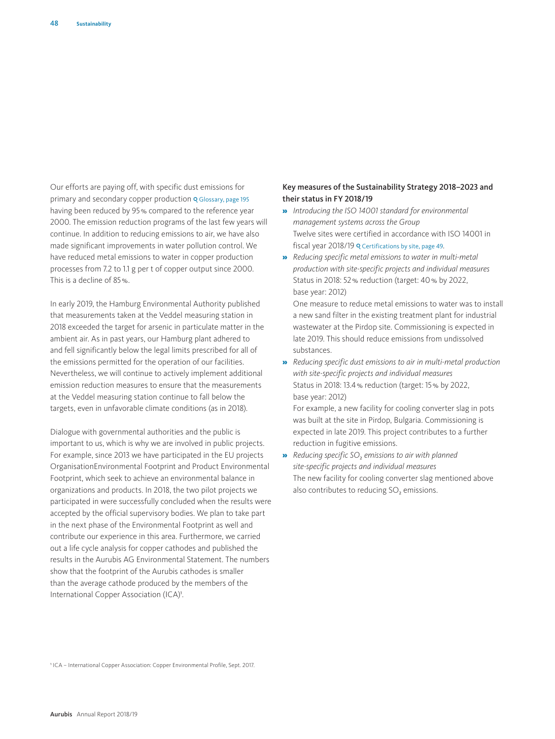Our efforts are paying off, with specific dust emissions for primary and secondary copper production Glossary, page 195 having been reduced by 95 % compared to the reference year 2000. The emission reduction programs of the last few years will continue. In addition to reducing emissions to air, we have also made significant improvements in water pollution control. We have reduced metal emissions to water in copper production processes from 7.2 to 1.1 g per t of copper output since 2000. This is a decline of 85 %.

In early 2019, the Hamburg Environmental Authority published that measurements taken at the Veddel measuring station in 2018 exceeded the target for arsenic in particulate matter in the ambient air. As in past years, our Hamburg plant adhered to and fell significantly below the legal limits prescribed for all of the emissions permitted for the operation of our facilities. Nevertheless, we will continue to actively implement additional emission reduction measures to ensure that the measurements at the Veddel measuring station continue to fall below the targets, even in unfavorable climate conditions (as in 2018).

Dialogue with governmental authorities and the public is important to us, which is why we are involved in public projects. For example, since 2013 we have participated in the EU projects OrganisationEnvironmental Footprint and Product Environmental Footprint, which seek to achieve an environmental balance in organizations and products. In 2018, the two pilot projects we participated in were successfully concluded when the results were accepted by the official supervisory bodies. We plan to take part in the next phase of the Environmental Footprint as well and contribute our experience in this area. Furthermore, we carried out a life cycle analysis for copper cathodes and published the results in the Aurubis AG Environmental Statement. The numbers show that the footprint of the Aurubis cathodes is smaller than the average cathode produced by the members of the International Copper Association (ICA)[1].

### Key measures of the Sustainability Strategy 2018–2023 and their status in FY 2018/19

- *Introducing the ISO 14001 standard for environmental management systems across the Group*
  Twelve sites were certified in accordance with ISO 14001 in fiscal year 2018/19 Certifications by site, page 49.
- *Reducing specific metal emissions to water in multi-metal production with site-specific projects and individual measures*
  Status in 2018: 52 % reduction (target: 40 % by 2022, base year: 2012)
  One measure to reduce metal emissions to water was to install a new sand filter in the existing treatment plant for industrial wastewater at the Pirdop site. Commissioning is expected in late 2019. This should reduce emissions from undissolved substances.
- *Reducing specific dust emissions to air in multi-metal production with site-specific projects and individual measures*
  Status in 2018: 13.4 % reduction (target: 15 % by 2022, base year: 2012)
  For example, a new facility for cooling converter slag in pots was built at the site in Pirdop, Bulgaria. Commissioning is expected in late 2019. This project contributes to a further reduction in fugitive emissions.
- *Reducing specific $SO_2$ emissions to air with planned site-specific projects and individual measures*
  The new facility for cooling converter slag mentioned above also contributes to reducing $SO_2$ emissions.

[1] ICA – International Copper Association: Copper Environmental Profile, Sept. 2017.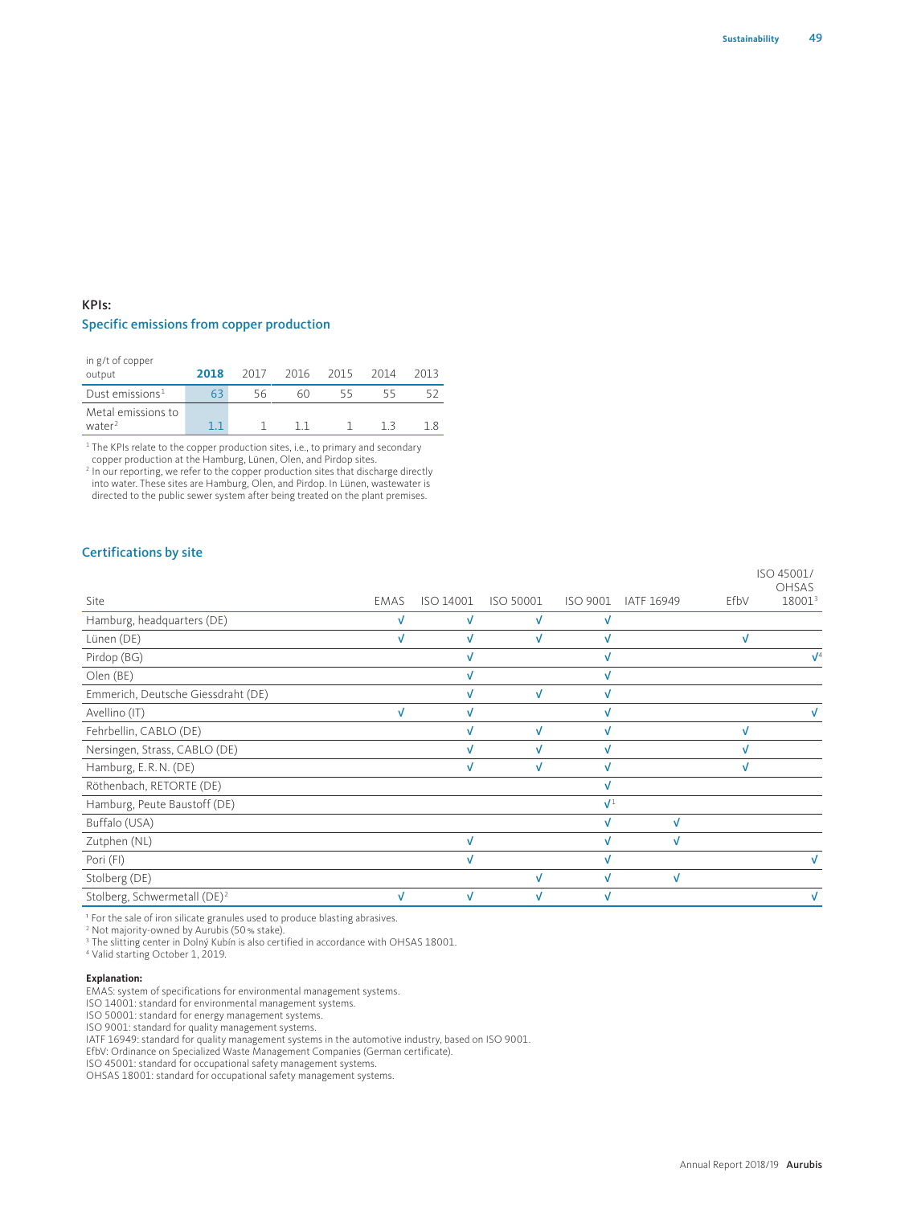**KPIs:**

## Specific emissions from copper production

| in g/t of copper output | **2018** | 2017 | 2016 | 2015 | 2014 | 2013 |
|---|---|---|---|---|---|---|
| Dust emissions[1] | 63 | 56 | 60 | 55 | 55 | 52 |
| Metal emissions to water[2] | 1.1 | 1 | 1.1 | 1 | 1.3 | 1.8 |

[1] The KPIs relate to the copper production sites, i.e., to primary and secondary copper production at the Hamburg, Lünen, Olen, and Pirdop sites.
[2] In our reporting, we refer to the copper production sites that discharge directly into water. These sites are Hamburg, Olen, and Pirdop. In Lünen, wastewater is directed to the public sewer system after being treated on the plant premises.

## Certifications by site

| Site | EMAS | ISO 14001 | ISO 50001 | ISO 9001 | IATF 16949 | EfbV | ISO 45001/ OHSAS 18001[3] |
|---|---|---|---|---|---|---|---|
| Hamburg, headquarters (DE) | √ | √ | √ | √ | | | |
| Lünen (DE) | √ | √ | √ | √ | | √ | |
| Pirdop (BG) | | √ | | √ | | | √[4] |
| Olen (BE) | | √ | | √ | | | |
| Emmerich, Deutsche Giessdraht (DE) | | √ | √ | √ | | | |
| Avellino (IT) | √ | √ | | √ | | | √ |
| Fehrbellin, CABLO (DE) | | √ | √ | √ | | √ | |
| Nersingen, Strass, CABLO (DE) | | √ | √ | √ | | √ | |
| Hamburg, E.R.N. (DE) | | √ | √ | √ | | √ | |
| Röthenbach, RETORTE (DE) | | | | √ | | | |
| Hamburg, Peute Baustoff (DE) | | | | √[1] | | | |
| Buffalo (USA) | | | | √ | √ | | |
| Zutphen (NL) | | √ | | √ | √ | | |
| Pori (FI) | | √ | | √ | | | √ |
| Stolberg (DE) | | | √ | √ | √ | | |
| Stolberg, Schwermetall (DE)[2] | √ | √ | √ | √ | | | √ |

[1] For the sale of iron silicate granules used to produce blasting abrasives.
[2] Not majority-owned by Aurubis (50 % stake).
[3] The slitting center in Dolný Kubín is also certified in accordance with OHSAS 18001.
[4] Valid starting October 1, 2019.

**Explanation:**
EMAS: system of specifications for environmental management systems.
ISO 14001: standard for environmental management systems.
ISO 50001: standard for energy management systems.
ISO 9001: standard for quality management systems.
IATF 16949: standard for quality management systems in the automotive industry, based on ISO 9001.
EfbV: Ordinance on Specialized Waste Management Companies (German certificate).
ISO 45001: standard for occupational safety management systems.
OHSAS 18001: standard for occupational safety management systems.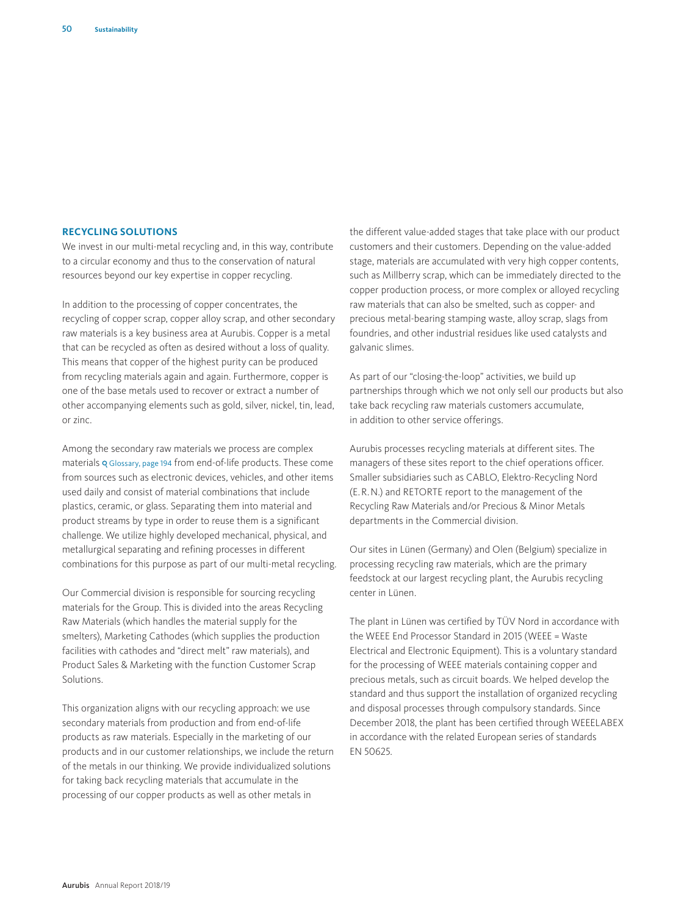## RECYCLING SOLUTIONS

We invest in our multi-metal recycling and, in this way, contribute to a circular economy and thus to the conservation of natural resources beyond our key expertise in copper recycling.

In addition to the processing of copper concentrates, the recycling of copper scrap, copper alloy scrap, and other secondary raw materials is a key business area at Aurubis. Copper is a metal that can be recycled as often as desired without a loss of quality. This means that copper of the highest purity can be produced from recycling materials again and again. Furthermore, copper is one of the base metals used to recover or extract a number of other accompanying elements such as gold, silver, nickel, tin, lead, or zinc.

Among the secondary raw materials we process are complex materials Glossary, page 194 from end-of-life products. These come from sources such as electronic devices, vehicles, and other items used daily and consist of material combinations that include plastics, ceramic, or glass. Separating them into material and product streams by type in order to reuse them is a significant challenge. We utilize highly developed mechanical, physical, and metallurgical separating and refining processes in different combinations for this purpose as part of our multi-metal recycling.

Our Commercial division is responsible for sourcing recycling materials for the Group. This is divided into the areas Recycling Raw Materials (which handles the material supply for the smelters), Marketing Cathodes (which supplies the production facilities with cathodes and "direct melt" raw materials), and Product Sales & Marketing with the function Customer Scrap Solutions.

This organization aligns with our recycling approach: we use secondary materials from production and from end-of-life products as raw materials. Especially in the marketing of our products and in our customer relationships, we include the return of the metals in our thinking. We provide individualized solutions for taking back recycling materials that accumulate in the processing of our copper products as well as other metals in the different value-added stages that take place with our product customers and their customers. Depending on the value-added stage, materials are accumulated with very high copper contents, such as Millberry scrap, which can be immediately directed to the copper production process, or more complex or alloyed recycling raw materials that can also be smelted, such as copper- and precious metal-bearing stamping waste, alloy scrap, slags from foundries, and other industrial residues like used catalysts and galvanic slimes.

As part of our "closing-the-loop" activities, we build up partnerships through which we not only sell our products but also take back recycling raw materials customers accumulate, in addition to other service offerings.

Aurubis processes recycling materials at different sites. The managers of these sites report to the chief operations officer. Smaller subsidiaries such as CABLO, Elektro-Recycling Nord (E.R.N.) and RETORTE report to the management of the Recycling Raw Materials and/or Precious & Minor Metals departments in the Commercial division.

Our sites in Lünen (Germany) and Olen (Belgium) specialize in processing recycling raw materials, which are the primary feedstock at our largest recycling plant, the Aurubis recycling center in Lünen.

The plant in Lünen was certified by TÜV Nord in accordance with the WEEE End Processor Standard in 2015 (WEEE = Waste Electrical and Electronic Equipment). This is a voluntary standard for the processing of WEEE materials containing copper and precious metals, such as circuit boards. We helped develop the standard and thus support the installation of organized recycling and disposal processes through compulsory standards. Since December 2018, the plant has been certified through WEEELABEX in accordance with the related European series of standards EN 50625.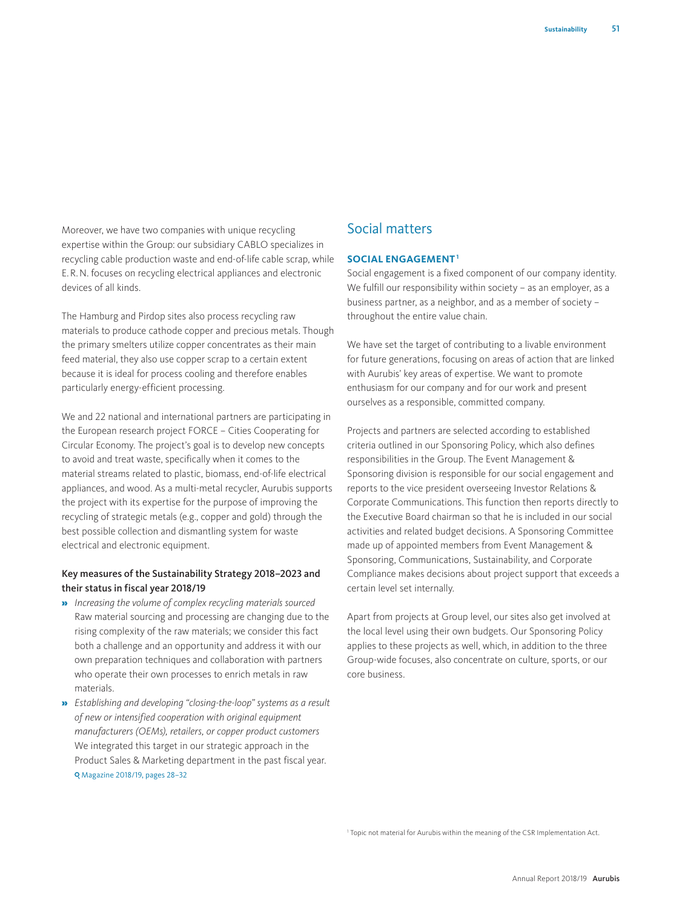Moreover, we have two companies with unique recycling expertise within the Group: our subsidiary CABLO specializes in recycling cable production waste and end-of-life cable scrap, while E. R. N. focuses on recycling electrical appliances and electronic devices of all kinds.

The Hamburg and Pirdop sites also process recycling raw materials to produce cathode copper and precious metals. Though the primary smelters utilize copper concentrates as their main feed material, they also use copper scrap to a certain extent because it is ideal for process cooling and therefore enables particularly energy-efficient processing.

We and 22 national and international partners are participating in the European research project FORCE – Cities Cooperating for Circular Economy. The project's goal is to develop new concepts to avoid and treat waste, specifically when it comes to the material streams related to plastic, biomass, end-of-life electrical appliances, and wood. As a multi-metal recycler, Aurubis supports the project with its expertise for the purpose of improving the recycling of strategic metals (e.g., copper and gold) through the best possible collection and dismantling system for waste electrical and electronic equipment.

**Key measures of the Sustainability Strategy 2018–2023 and their status in fiscal year 2018/19**

- *Increasing the volume of complex recycling materials sourced*
  Raw material sourcing and processing are changing due to the rising complexity of the raw materials; we consider this fact both a challenge and an opportunity and address it with our own preparation techniques and collaboration with partners who operate their own processes to enrich metals in raw materials.
- *Establishing and developing "closing-the-loop" systems as a result of new or intensified cooperation with original equipment manufacturers (OEMs), retailers, or copper product customers*
  We integrated this target in our strategic approach in the Product Sales & Marketing department in the past fiscal year.
  Magazine 2018/19, pages 28–32

## Social matters

### SOCIAL ENGAGEMENT[1]

Social engagement is a fixed component of our company identity. We fulfill our responsibility within society – as an employer, as a business partner, as a neighbor, and as a member of society – throughout the entire value chain.

We have set the target of contributing to a livable environment for future generations, focusing on areas of action that are linked with Aurubis' key areas of expertise. We want to promote enthusiasm for our company and for our work and present ourselves as a responsible, committed company.

Projects and partners are selected according to established criteria outlined in our Sponsoring Policy, which also defines responsibilities in the Group. The Event Management & Sponsoring division is responsible for our social engagement and reports to the vice president overseeing Investor Relations & Corporate Communications. This function then reports directly to the Executive Board chairman so that he is included in our social activities and related budget decisions. A Sponsoring Committee made up of appointed members from Event Management & Sponsoring, Communications, Sustainability, and Corporate Compliance makes decisions about project support that exceeds a certain level set internally.

Apart from projects at Group level, our sites also get involved at the local level using their own budgets. Our Sponsoring Policy applies to these projects as well, which, in addition to the three Group-wide focuses, also concentrate on culture, sports, or our core business.

[1] Topic not material for Aurubis within the meaning of the CSR Implementation Act.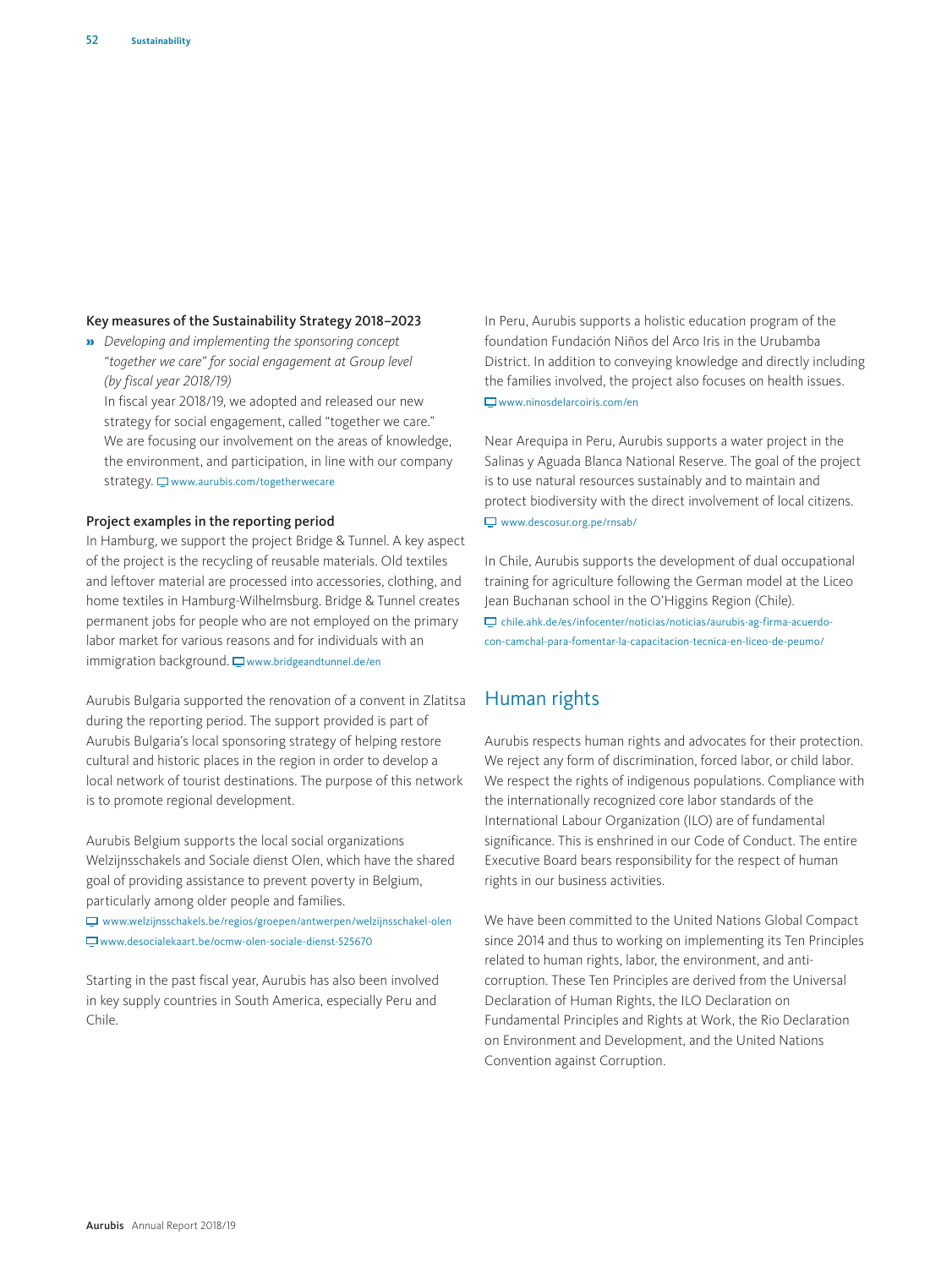### Key measures of the Sustainability Strategy 2018–2023

» *Developing and implementing the sponsoring concept "together we care" for social engagement at Group level (by fiscal year 2018/19)*
In fiscal year 2018/19, we adopted and released our new strategy for social engagement, called "together we care." We are focusing our involvement on the areas of knowledge, the environment, and participation, in line with our company strategy. www.aurubis.com/togetherwecare

### Project examples in the reporting period

In Hamburg, we support the project Bridge & Tunnel. A key aspect of the project is the recycling of reusable materials. Old textiles and leftover material are processed into accessories, clothing, and home textiles in Hamburg-Wilhelmsburg. Bridge & Tunnel creates permanent jobs for people who are not employed on the primary labor market for various reasons and for individuals with an immigration background. www.bridgeandtunnel.de/en

Aurubis Bulgaria supported the renovation of a convent in Zlatitsa during the reporting period. The support provided is part of Aurubis Bulgaria's local sponsoring strategy of helping restore cultural and historic places in the region in order to develop a local network of tourist destinations. The purpose of this network is to promote regional development.

Aurubis Belgium supports the local social organizations Welzijnsschakels and Sociale dienst Olen, which have the shared goal of providing assistance to prevent poverty in Belgium, particularly among older people and families.
www.welzijnsschakels.be/regios/groepen/antwerpen/welzijnsschakel-olen
www.desocialekaart.be/ocmw-olen-sociale-dienst-525670

Starting in the past fiscal year, Aurubis has also been involved in key supply countries in South America, especially Peru and Chile.

In Peru, Aurubis supports a holistic education program of the foundation Fundación Niños del Arco Iris in the Urubamba District. In addition to conveying knowledge and directly including the families involved, the project also focuses on health issues. www.ninosdelarcoiris.com/en

Near Arequipa in Peru, Aurubis supports a water project in the Salinas y Aguada Blanca National Reserve. The goal of the project is to use natural resources sustainably and to maintain and protect biodiversity with the direct involvement of local citizens. www.descosur.org.pe/rnsab/

In Chile, Aurubis supports the development of dual occupational training for agriculture following the German model at the Liceo Jean Buchanan school in the O'Higgins Region (Chile). chile.ahk.de/es/infocenter/noticias/noticias/aurubis-ag-firma-acuerdo-con-camchal-para-fomentar-la-capacitacion-tecnica-en-liceo-de-peumo/

## Human rights

Aurubis respects human rights and advocates for their protection. We reject any form of discrimination, forced labor, or child labor. We respect the rights of indigenous populations. Compliance with the internationally recognized core labor standards of the International Labour Organization (ILO) are of fundamental significance. This is enshrined in our Code of Conduct. The entire Executive Board bears responsibility for the respect of human rights in our business activities.

We have been committed to the United Nations Global Compact since 2014 and thus to working on implementing its Ten Principles related to human rights, labor, the environment, and anti-corruption. These Ten Principles are derived from the Universal Declaration of Human Rights, the ILO Declaration on Fundamental Principles and Rights at Work, the Rio Declaration on Environment and Development, and the United Nations Convention against Corruption.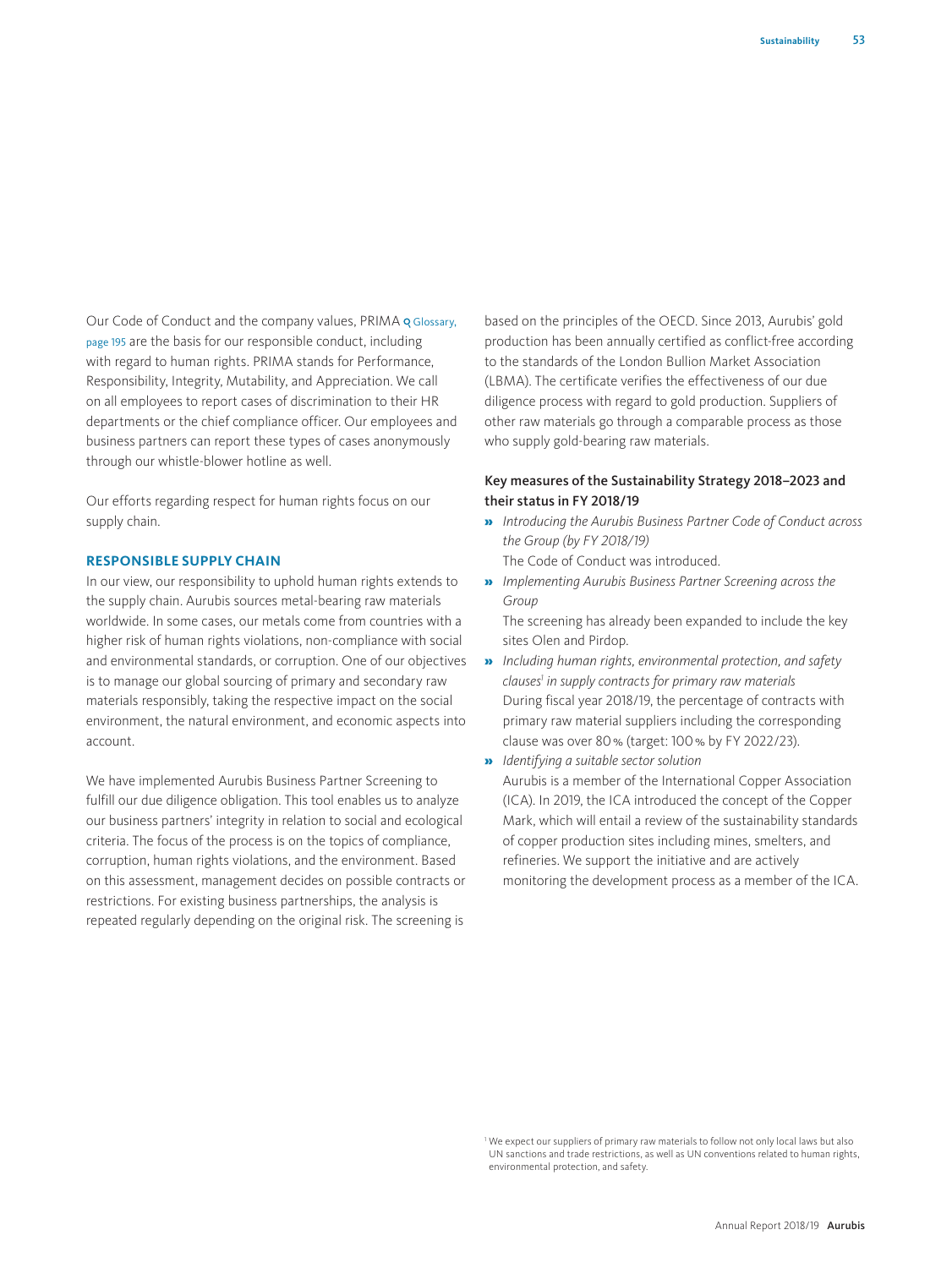Our Code of Conduct and the company values, PRIMA Glossary, page 195 are the basis for our responsible conduct, including with regard to human rights. PRIMA stands for Performance, Responsibility, Integrity, Mutability, and Appreciation. We call on all employees to report cases of discrimination to their HR departments or the chief compliance officer. Our employees and business partners can report these types of cases anonymously through our whistle-blower hotline as well.

Our efforts regarding respect for human rights focus on our supply chain.

## RESPONSIBLE SUPPLY CHAIN

In our view, our responsibility to uphold human rights extends to the supply chain. Aurubis sources metal-bearing raw materials worldwide. In some cases, our metals come from countries with a higher risk of human rights violations, non-compliance with social and environmental standards, or corruption. One of our objectives is to manage our global sourcing of primary and secondary raw materials responsibly, taking the respective impact on the social environment, the natural environment, and economic aspects into account.

We have implemented Aurubis Business Partner Screening to fulfill our due diligence obligation. This tool enables us to analyze our business partners' integrity in relation to social and ecological criteria. The focus of the process is on the topics of compliance, corruption, human rights violations, and the environment. Based on this assessment, management decides on possible contracts or restrictions. For existing business partnerships, the analysis is repeated regularly depending on the original risk. The screening is based on the principles of the OECD. Since 2013, Aurubis' gold production has been annually certified as conflict-free according to the standards of the London Bullion Market Association (LBMA). The certificate verifies the effectiveness of our due diligence process with regard to gold production. Suppliers of other raw materials go through a comparable process as those who supply gold-bearing raw materials.

### Key measures of the Sustainability Strategy 2018–2023 and their status in FY 2018/19

- *Introducing the Aurubis Business Partner Code of Conduct across the Group (by FY 2018/19)*
  The Code of Conduct was introduced.
- *Implementing Aurubis Business Partner Screening across the Group*
  The screening has already been expanded to include the key sites Olen and Pirdop.
- *Including human rights, environmental protection, and safety clauses*[1] *in supply contracts for primary raw materials*
  During fiscal year 2018/19, the percentage of contracts with primary raw material suppliers including the corresponding clause was over 80 % (target: 100 % by FY 2022/23).
- *Identifying a suitable sector solution*
  Aurubis is a member of the International Copper Association (ICA). In 2019, the ICA introduced the concept of the Copper Mark, which will entail a review of the sustainability standards of copper production sites including mines, smelters, and refineries. We support the initiative and are actively monitoring the development process as a member of the ICA.

[1] We expect our suppliers of primary raw materials to follow not only local laws but also UN sanctions and trade restrictions, as well as UN conventions related to human rights, environmental protection, and safety.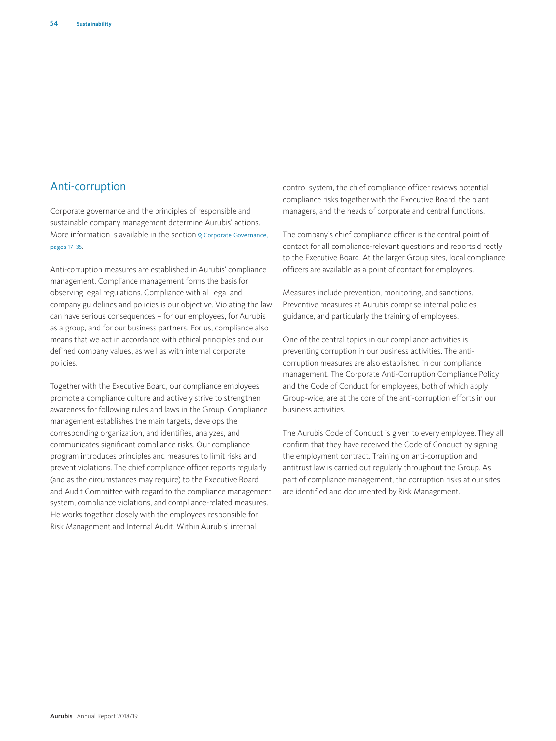## Anti-corruption

Corporate governance and the principles of responsible and sustainable company management determine Aurubis' actions. More information is available in the section Corporate Governance, pages 17–35.

Anti-corruption measures are established in Aurubis' compliance management. Compliance management forms the basis for observing legal regulations. Compliance with all legal and company guidelines and policies is our objective. Violating the law can have serious consequences – for our employees, for Aurubis as a group, and for our business partners. For us, compliance also means that we act in accordance with ethical principles and our defined company values, as well as with internal corporate policies.

Together with the Executive Board, our compliance employees promote a compliance culture and actively strive to strengthen awareness for following rules and laws in the Group. Compliance management establishes the main targets, develops the corresponding organization, and identifies, analyzes, and communicates significant compliance risks. Our compliance program introduces principles and measures to limit risks and prevent violations. The chief compliance officer reports regularly (and as the circumstances may require) to the Executive Board and Audit Committee with regard to the compliance management system, compliance violations, and compliance-related measures. He works together closely with the employees responsible for Risk Management and Internal Audit. Within Aurubis' internal control system, the chief compliance officer reviews potential compliance risks together with the Executive Board, the plant managers, and the heads of corporate and central functions.

The company's chief compliance officer is the central point of contact for all compliance-relevant questions and reports directly to the Executive Board. At the larger Group sites, local compliance officers are available as a point of contact for employees.

Measures include prevention, monitoring, and sanctions. Preventive measures at Aurubis comprise internal policies, guidance, and particularly the training of employees.

One of the central topics in our compliance activities is preventing corruption in our business activities. The anti-corruption measures are also established in our compliance management. The Corporate Anti-Corruption Compliance Policy and the Code of Conduct for employees, both of which apply Group-wide, are at the core of the anti-corruption efforts in our business activities.

The Aurubis Code of Conduct is given to every employee. They all confirm that they have received the Code of Conduct by signing the employment contract. Training on anti-corruption and antitrust law is carried out regularly throughout the Group. As part of compliance management, the corruption risks at our sites are identified and documented by Risk Management.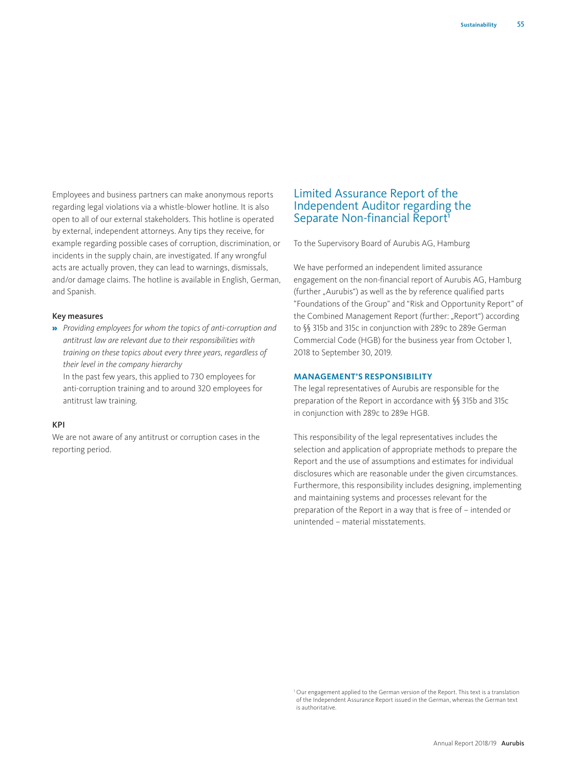Employees and business partners can make anonymous reports regarding legal violations via a whistle-blower hotline. It is also open to all of our external stakeholders. This hotline is operated by external, independent attorneys. Any tips they receive, for example regarding possible cases of corruption, discrimination, or incidents in the supply chain, are investigated. If any wrongful acts are actually proven, they can lead to warnings, dismissals, and/or damage claims. The hotline is available in English, German, and Spanish.

#### Key measures

» *Providing employees for whom the topics of anti-corruption and antitrust law are relevant due to their responsibilities with training on these topics about every three years, regardless of their level in the company hierarchy*
  In the past few years, this applied to 730 employees for anti-corruption training and to around 320 employees for antitrust law training.

#### KPI

We are not aware of any antitrust or corruption cases in the reporting period.

## Limited Assurance Report of the Independent Auditor regarding the Separate Non-financial Report[1]

To the Supervisory Board of Aurubis AG, Hamburg

We have performed an independent limited assurance engagement on the non-financial report of Aurubis AG, Hamburg (further „Aurubis") as well as the by reference qualified parts "Foundations of the Group" and "Risk and Opportunity Report" of the Combined Management Report (further: „Report") according to §§ 315b and 315c in conjunction with 289c to 289e German Commercial Code (HGB) for the business year from October 1, 2018 to September 30, 2019.

### MANAGEMENT'S RESPONSIBILITY

The legal representatives of Aurubis are responsible for the preparation of the Report in accordance with §§ 315b and 315c in conjunction with 289c to 289e HGB.

This responsibility of the legal representatives includes the selection and application of appropriate methods to prepare the Report and the use of assumptions and estimates for individual disclosures which are reasonable under the given circumstances. Furthermore, this responsibility includes designing, implementing and maintaining systems and processes relevant for the preparation of the Report in a way that is free of – intended or unintended – material misstatements.

[1] Our engagement applied to the German version of the Report. This text is a translation of the Independent Assurance Report issued in the German, whereas the German text is authoritative.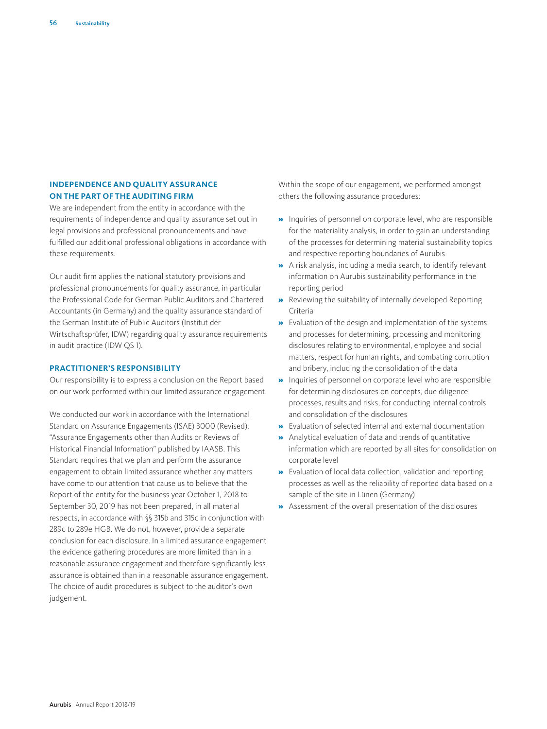## INDEPENDENCE AND QUALITY ASSURANCE ON THE PART OF THE AUDITING FIRM

We are independent from the entity in accordance with the requirements of independence and quality assurance set out in legal provisions and professional pronouncements and have fulfilled our additional professional obligations in accordance with these requirements.

Our audit firm applies the national statutory provisions and professional pronouncements for quality assurance, in particular the Professional Code for German Public Auditors and Chartered Accountants (in Germany) and the quality assurance standard of the German Institute of Public Auditors (Institut der Wirtschaftsprüfer, IDW) regarding quality assurance requirements in audit practice (IDW QS 1).

## PRACTITIONER'S RESPONSIBILITY

Our responsibility is to express a conclusion on the Report based on our work performed within our limited assurance engagement.

We conducted our work in accordance with the International Standard on Assurance Engagements (ISAE) 3000 (Revised): "Assurance Engagements other than Audits or Reviews of Historical Financial Information" published by IAASB. This Standard requires that we plan and perform the assurance engagement to obtain limited assurance whether any matters have come to our attention that cause us to believe that the Report of the entity for the business year October 1, 2018 to September 30, 2019 has not been prepared, in all material respects, in accordance with §§ 315b and 315c in conjunction with 289c to 289e HGB. We do not, however, provide a separate conclusion for each disclosure. In a limited assurance engagement the evidence gathering procedures are more limited than in a reasonable assurance engagement and therefore significantly less assurance is obtained than in a reasonable assurance engagement. The choice of audit procedures is subject to the auditor's own judgement.

Within the scope of our engagement, we performed amongst others the following assurance procedures:

- Inquiries of personnel on corporate level, who are responsible for the materiality analysis, in order to gain an understanding of the processes for determining material sustainability topics and respective reporting boundaries of Aurubis
- A risk analysis, including a media search, to identify relevant information on Aurubis sustainability performance in the reporting period
- Reviewing the suitability of internally developed Reporting Criteria
- Evaluation of the design and implementation of the systems and processes for determining, processing and monitoring disclosures relating to environmental, employee and social matters, respect for human rights, and combating corruption and bribery, including the consolidation of the data
- Inquiries of personnel on corporate level who are responsible for determining disclosures on concepts, due diligence processes, results and risks, for conducting internal controls and consolidation of the disclosures
- Evaluation of selected internal and external documentation
- Analytical evaluation of data and trends of quantitative information which are reported by all sites for consolidation on corporate level
- Evaluation of local data collection, validation and reporting processes as well as the reliability of reported data based on a sample of the site in Lünen (Germany)
- Assessment of the overall presentation of the disclosures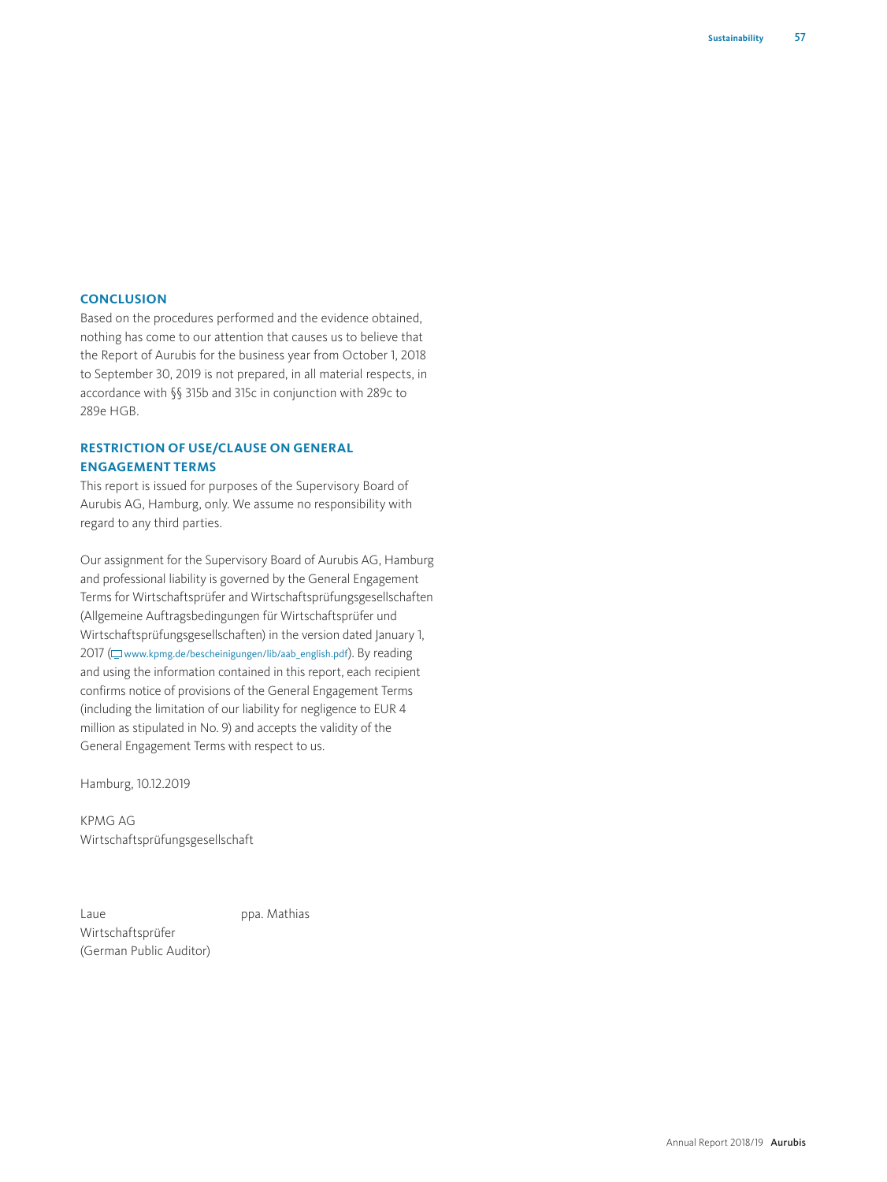## CONCLUSION

Based on the procedures performed and the evidence obtained, nothing has come to our attention that causes us to believe that the Report of Aurubis for the business year from October 1, 2018 to September 30, 2019 is not prepared, in all material respects, in accordance with §§ 315b and 315c in conjunction with 289c to 289e HGB.

## RESTRICTION OF USE/CLAUSE ON GENERAL ENGAGEMENT TERMS

This report is issued for purposes of the Supervisory Board of Aurubis AG, Hamburg, only. We assume no responsibility with regard to any third parties.

Our assignment for the Supervisory Board of Aurubis AG, Hamburg and professional liability is governed by the General Engagement Terms for Wirtschaftsprüfer and Wirtschaftsprüfungsgesellschaften (Allgemeine Auftragsbedingungen für Wirtschaftsprüfer und Wirtschaftsprüfungsgesellschaften) in the version dated January 1, 2017 (www.kpmg.de/bescheinigungen/lib/aab_english.pdf). By reading and using the information contained in this report, each recipient confirms notice of provisions of the General Engagement Terms (including the limitation of our liability for negligence to EUR 4 million as stipulated in No. 9) and accepts the validity of the General Engagement Terms with respect to us.

Hamburg, 10.12.2019

KPMG AG
Wirtschaftsprüfungsgesellschaft

Laue
Wirtschaftsprüfer
(German Public Auditor)

ppa. Mathias